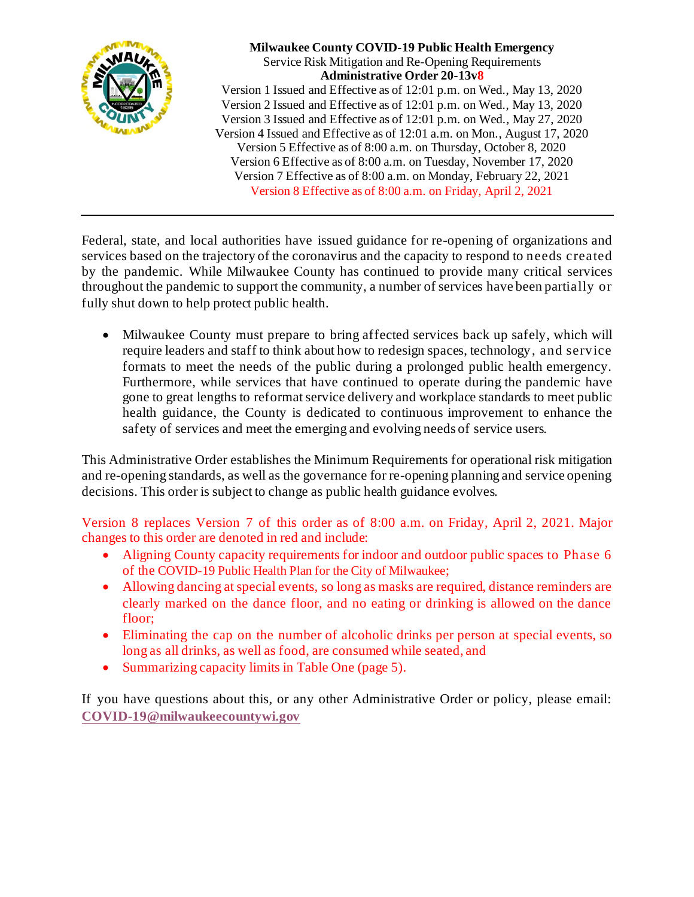**Milwaukee County COVID-19 Public Health Emergency**
Service Risk Mitigation and Re-Opening Requirements
**Administrative Order 20-13v8**
Version 1 Issued and Effective as of 12:01 p.m. on Wed., May 13, 2020
Version 2 Issued and Effective as of 12:01 p.m. on Wed., May 13, 2020
Version 3 Issued and Effective as of 12:01 p.m. on Wed., May 27, 2020
Version 4 Issued and Effective as of 12:01 a.m. on Mon., August 17, 2020
Version 5 Effective as of 8:00 a.m. on Thursday, October 8, 2020
Version 6 Effective as of 8:00 a.m. on Tuesday, November 17, 2020
Version 7 Effective as of 8:00 a.m. on Monday, February 22, 2021
Version 8 Effective as of 8:00 a.m. on Friday, April 2, 2021

---

Federal, state, and local authorities have issued guidance for re-opening of organizations and services based on the trajectory of the coronavirus and the capacity to respond to needs created by the pandemic. While Milwaukee County has continued to provide many critical services throughout the pandemic to support the community, a number of services have been partially or fully shut down to help protect public health.

- Milwaukee County must prepare to bring affected services back up safely, which will require leaders and staff to think about how to redesign spaces, technology, and service formats to meet the needs of the public during a prolonged public health emergency. Furthermore, while services that have continued to operate during the pandemic have gone to great lengths to reformat service delivery and workplace standards to meet public health guidance, the County is dedicated to continuous improvement to enhance the safety of services and meet the emerging and evolving needs of service users.

This Administrative Order establishes the Minimum Requirements for operational risk mitigation and re-opening standards, as well as the governance for re-opening planning and service opening decisions. This order is subject to change as public health guidance evolves.

Version 8 replaces Version 7 of this order as of 8:00 a.m. on Friday, April 2, 2021. Major changes to this order are denoted in red and include:

- Aligning County capacity requirements for indoor and outdoor public spaces to Phase 6 of the COVID-19 Public Health Plan for the City of Milwaukee;
- Allowing dancing at special events, so long as masks are required, distance reminders are clearly marked on the dance floor, and no eating or drinking is allowed on the dance floor;
- Eliminating the cap on the number of alcoholic drinks per person at special events, so long as all drinks, as well as food, are consumed while seated, and
- Summarizing capacity limits in Table One (page 5).

If you have questions about this, or any other Administrative Order or policy, please email: **COVID-19@milwaukeecountywi.gov**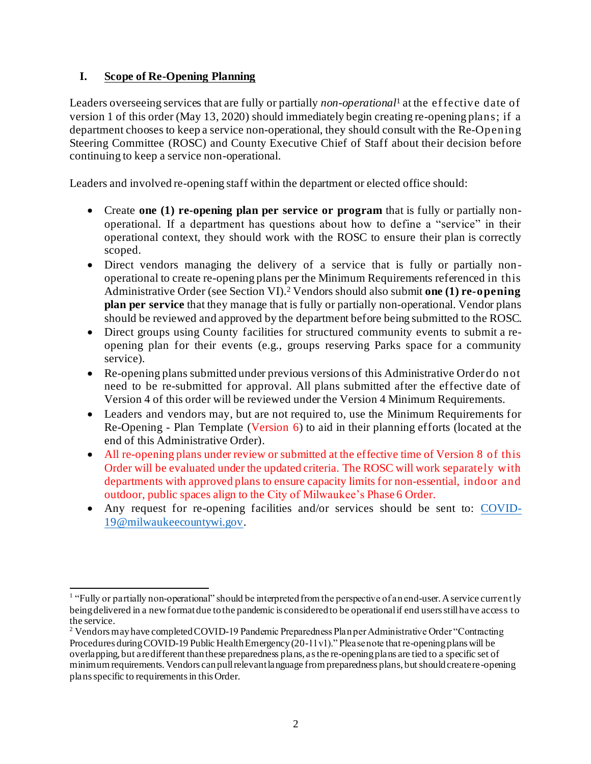## I. Scope of Re-Opening Planning

Leaders overseeing services that are fully or partially *non-operational*[1] at the effective date of version 1 of this order (May 13, 2020) should immediately begin creating re-opening plans; if a department chooses to keep a service non-operational, they should consult with the Re-Opening Steering Committee (ROSC) and County Executive Chief of Staff about their decision before continuing to keep a service non-operational.

Leaders and involved re-opening staff within the department or elected office should:

- Create **one (1) re-opening plan per service or program** that is fully or partially non-operational. If a department has questions about how to define a "service" in their operational context, they should work with the ROSC to ensure their plan is correctly scoped.
- Direct vendors managing the delivery of a service that is fully or partially non-operational to create re-opening plans per the Minimum Requirements referenced in this Administrative Order (see Section VI).[2] Vendors should also submit **one (1) re-opening plan per service** that they manage that is fully or partially non-operational. Vendor plans should be reviewed and approved by the department before being submitted to the ROSC.
- Direct groups using County facilities for structured community events to submit a re-opening plan for their events (e.g., groups reserving Parks space for a community service).
- Re-opening plans submitted under previous versions of this Administrative Order do not need to be re-submitted for approval. All plans submitted after the effective date of Version 4 of this order will be reviewed under the Version 4 Minimum Requirements.
- Leaders and vendors may, but are not required to, use the Minimum Requirements for Re-Opening - Plan Template (Version 6) to aid in their planning efforts (located at the end of this Administrative Order).
- All re-opening plans under review or submitted at the effective time of Version 8 of this Order will be evaluated under the updated criteria. The ROSC will work separately with departments with approved plans to ensure capacity limits for non-essential, indoor and outdoor, public spaces align to the City of Milwaukee's Phase 6 Order.
- Any request for re-opening facilities and/or services should be sent to: COVID-19@milwaukeecountywi.gov.

---

[1] "Fully or partially non-operational" should be interpreted from the perspective of an end-user. A service currently being delivered in a new format due to the pandemic is considered to be operational if end users still have access to the service.

[2] Vendors may have completed COVID-19 Pandemic Preparedness Plan per Administrative Order "Contracting Procedures during COVID-19 Public Health Emergency (20-11 v1)." Please note that re-opening plans will be overlapping, but are different than these preparedness plans, as the re-opening plans are tied to a specific set of minimum requirements. Vendors can pull relevant language from preparedness plans, but should create re-opening plans specific to requirements in this Order.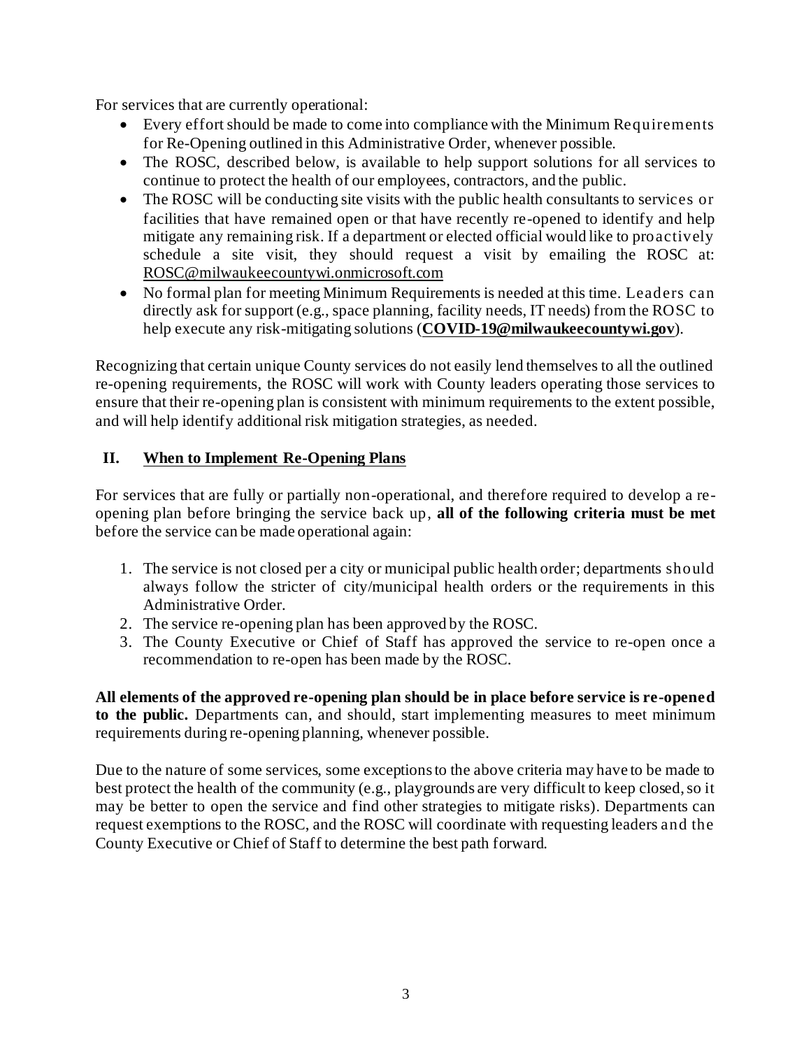For services that are currently operational:

- Every effort should be made to come into compliance with the Minimum Requirements for Re-Opening outlined in this Administrative Order, whenever possible.
- The ROSC, described below, is available to help support solutions for all services to continue to protect the health of our employees, contractors, and the public.
- The ROSC will be conducting site visits with the public health consultants to services or facilities that have remained open or that have recently re-opened to identify and help mitigate any remaining risk. If a department or elected official would like to proactively schedule a site visit, they should request a visit by emailing the ROSC at: ROSC@milwaukeecountywi.onmicrosoft.com
- No formal plan for meeting Minimum Requirements is needed at this time. Leaders can directly ask for support (e.g., space planning, facility needs, IT needs) from the ROSC to help execute any risk-mitigating solutions (**COVID-19@milwaukeecountywi.gov**).

Recognizing that certain unique County services do not easily lend themselves to all the outlined re-opening requirements, the ROSC will work with County leaders operating those services to ensure that their re-opening plan is consistent with minimum requirements to the extent possible, and will help identify additional risk mitigation strategies, as needed.

## II. When to Implement Re-Opening Plans

For services that are fully or partially non-operational, and therefore required to develop a re-opening plan before bringing the service back up, **all of the following criteria must be met** before the service can be made operational again:

1. The service is not closed per a city or municipal public health order; departments should always follow the stricter of city/municipal health orders or the requirements in this Administrative Order.
2. The service re-opening plan has been approved by the ROSC.
3. The County Executive or Chief of Staff has approved the service to re-open once a recommendation to re-open has been made by the ROSC.

**All elements of the approved re-opening plan should be in place before service is re-opened to the public.** Departments can, and should, start implementing measures to meet minimum requirements during re-opening planning, whenever possible.

Due to the nature of some services, some exceptions to the above criteria may have to be made to best protect the health of the community (e.g., playgrounds are very difficult to keep closed, so it may be better to open the service and find other strategies to mitigate risks). Departments can request exemptions to the ROSC, and the ROSC will coordinate with requesting leaders and the County Executive or Chief of Staff to determine the best path forward.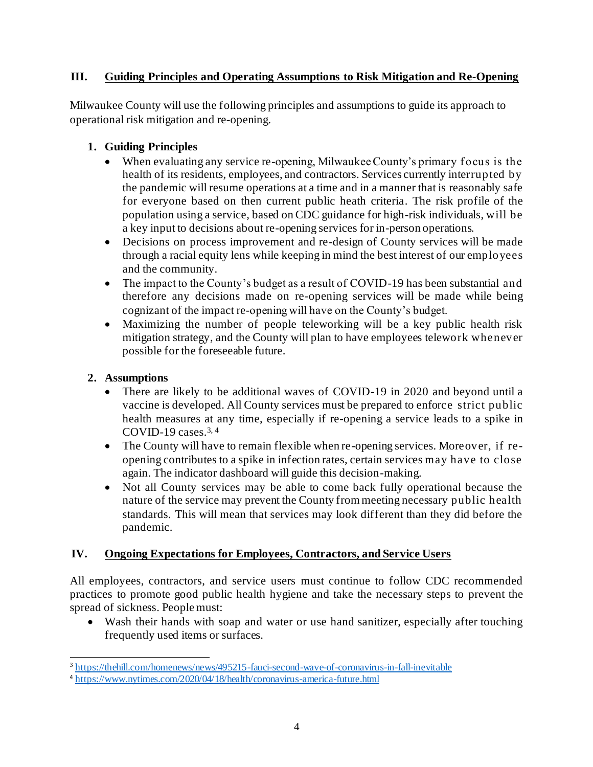## III. Guiding Principles and Operating Assumptions to Risk Mitigation and Re-Opening

Milwaukee County will use the following principles and assumptions to guide its approach to operational risk mitigation and re-opening.

### 1. Guiding Principles

- When evaluating any service re-opening, Milwaukee County's primary focus is the health of its residents, employees, and contractors. Services currently interrupted by the pandemic will resume operations at a time and in a manner that is reasonably safe for everyone based on then current public heath criteria. The risk profile of the population using a service, based on CDC guidance for high-risk individuals, will be a key input to decisions about re-opening services for in-person operations.
- Decisions on process improvement and re-design of County services will be made through a racial equity lens while keeping in mind the best interest of our employees and the community.
- The impact to the County's budget as a result of COVID-19 has been substantial and therefore any decisions made on re-opening services will be made while being cognizant of the impact re-opening will have on the County's budget.
- Maximizing the number of people teleworking will be a key public health risk mitigation strategy, and the County will plan to have employees telework whenever possible for the foreseeable future.

### 2. Assumptions

- There are likely to be additional waves of COVID-19 in 2020 and beyond until a vaccine is developed. All County services must be prepared to enforce strict public health measures at any time, especially if re-opening a service leads to a spike in COVID-19 cases.[3, 4]
- The County will have to remain flexible when re-opening services. Moreover, if re-opening contributes to a spike in infection rates, certain services may have to close again. The indicator dashboard will guide this decision-making.
- Not all County services may be able to come back fully operational because the nature of the service may prevent the County from meeting necessary public health standards. This will mean that services may look different than they did before the pandemic.

## IV. Ongoing Expectations for Employees, Contractors, and Service Users

All employees, contractors, and service users must continue to follow CDC recommended practices to promote good public health hygiene and take the necessary steps to prevent the spread of sickness. People must:

- Wash their hands with soap and water or use hand sanitizer, especially after touching frequently used items or surfaces.

---

[3] https://thehill.com/homenews/news/495215-fauci-second-wave-of-coronavirus-in-fall-inevitable

[4] https://www.nytimes.com/2020/04/18/health/coronavirus-america-future.html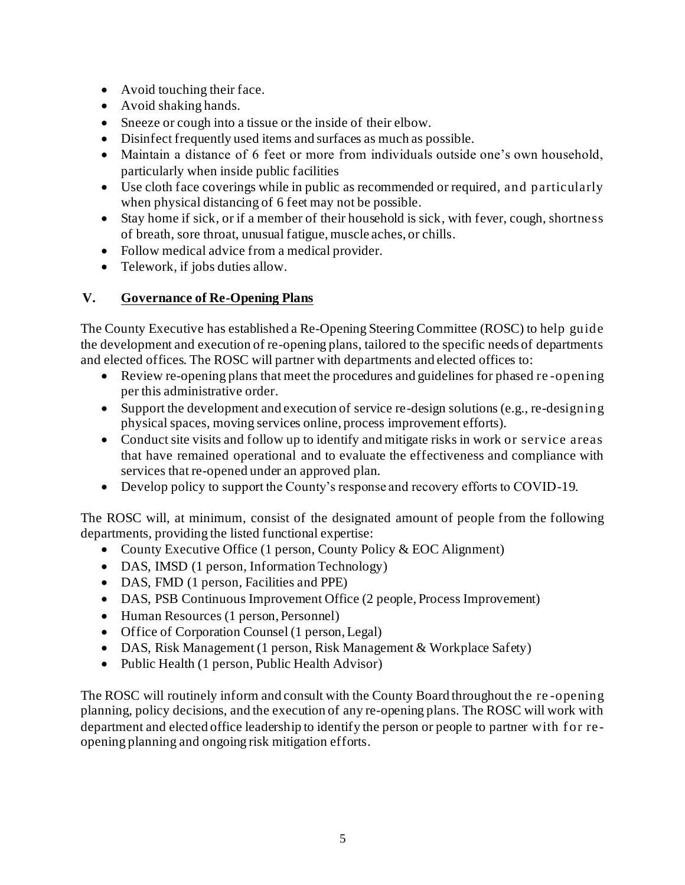- Avoid touching their face.
- Avoid shaking hands.
- Sneeze or cough into a tissue or the inside of their elbow.
- Disinfect frequently used items and surfaces as much as possible.
- Maintain a distance of 6 feet or more from individuals outside one's own household, particularly when inside public facilities
- Use cloth face coverings while in public as recommended or required, and particularly when physical distancing of 6 feet may not be possible.
- Stay home if sick, or if a member of their household is sick, with fever, cough, shortness of breath, sore throat, unusual fatigue, muscle aches, or chills.
- Follow medical advice from a medical provider.
- Telework, if jobs duties allow.

## V. Governance of Re-Opening Plans

The County Executive has established a Re-Opening Steering Committee (ROSC) to help guide the development and execution of re-opening plans, tailored to the specific needs of departments and elected offices. The ROSC will partner with departments and elected offices to:

- Review re-opening plans that meet the procedures and guidelines for phased re-opening per this administrative order.
- Support the development and execution of service re-design solutions (e.g., re-designing physical spaces, moving services online, process improvement efforts).
- Conduct site visits and follow up to identify and mitigate risks in work or service areas that have remained operational and to evaluate the effectiveness and compliance with services that re-opened under an approved plan.
- Develop policy to support the County's response and recovery efforts to COVID-19.

The ROSC will, at minimum, consist of the designated amount of people from the following departments, providing the listed functional expertise:

- County Executive Office (1 person, County Policy & EOC Alignment)
- DAS, IMSD (1 person, Information Technology)
- DAS, FMD (1 person, Facilities and PPE)
- DAS, PSB Continuous Improvement Office (2 people, Process Improvement)
- Human Resources (1 person, Personnel)
- Office of Corporation Counsel (1 person, Legal)
- DAS, Risk Management (1 person, Risk Management & Workplace Safety)
- Public Health (1 person, Public Health Advisor)

The ROSC will routinely inform and consult with the County Board throughout the re-opening planning, policy decisions, and the execution of any re-opening plans. The ROSC will work with department and elected office leadership to identify the person or people to partner with for re-opening planning and ongoing risk mitigation efforts.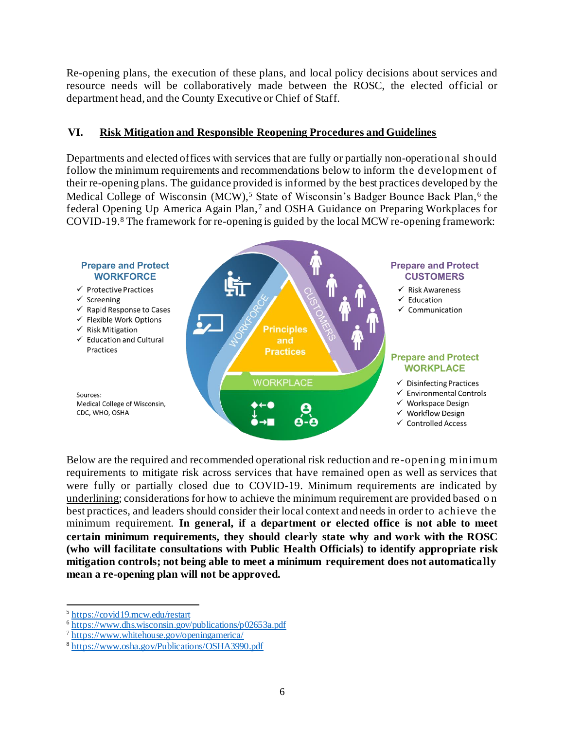Re-opening plans, the execution of these plans, and local policy decisions about services and resource needs will be collaboratively made between the ROSC, the elected official or department head, and the County Executive or Chief of Staff.

## VI. Risk Mitigation and Responsible Reopening Procedures and Guidelines

Departments and elected offices with services that are fully or partially non-operational should follow the minimum requirements and recommendations below to inform the development of their re-opening plans. The guidance provided is informed by the best practices developed by the Medical College of Wisconsin (MCW),[5] State of Wisconsin's Badger Bounce Back Plan,[6] the federal Opening Up America Again Plan,[7] and OSHA Guidance on Preparing Workplaces for COVID-19.[8] The framework for re-opening is guided by the local MCW re-opening framework:

**Prepare and Protect WORKFORCE**
- ✓ Protective Practices
- ✓ Screening
- ✓ Rapid Response to Cases
- ✓ Flexible Work Options
- ✓ Risk Mitigation
- ✓ Education and Cultural Practices

**Prepare and Protect CUSTOMERS**
- ✓ Risk Awareness
- ✓ Education
- ✓ Communication

**Prepare and Protect WORKPLACE**
- ✓ Disinfecting Practices
- ✓ Environmental Controls
- ✓ Workspace Design
- ✓ Workflow Design
- ✓ Controlled Access

Principles and Practices

Sources: Medical College of Wisconsin, CDC, WHO, OSHA

Below are the required and recommended operational risk reduction and re-opening minimum requirements to mitigate risk across services that have remained open as well as services that were fully or partially closed due to COVID-19. Minimum requirements are indicated by <u>underlining</u>; considerations for how to achieve the minimum requirement are provided based on best practices, and leaders should consider their local context and needs in order to achieve the minimum requirement. **In general, if a department or elected office is not able to meet certain minimum requirements, they should clearly state why and work with the ROSC (who will facilitate consultations with Public Health Officials) to identify appropriate risk mitigation controls; not being able to meet a minimum requirement does not automatically mean a re-opening plan will not be approved.**

---

[5] https://covid19.mcw.edu/restart
[6] https://www.dhs.wisconsin.gov/publications/p02653a.pdf
[7] https://www.whitehouse.gov/openingamerica/
[8] https://www.osha.gov/Publications/OSHA3990.pdf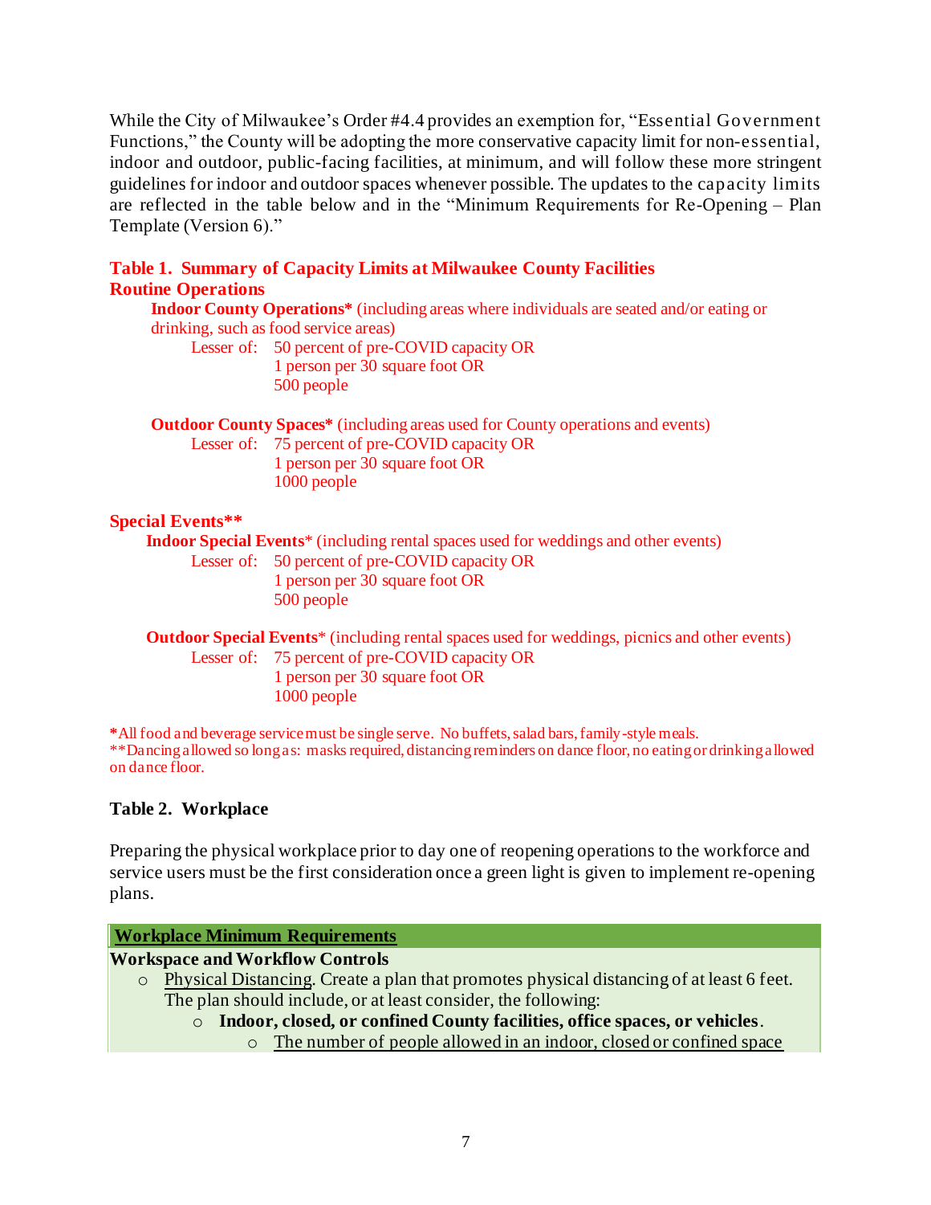While the City of Milwaukee's Order #4.4 provides an exemption for, "Essential Government Functions," the County will be adopting the more conservative capacity limit for non-essential, indoor and outdoor, public-facing facilities, at minimum, and will follow these more stringent guidelines for indoor and outdoor spaces whenever possible. The updates to the capacity limits are reflected in the table below and in the "Minimum Requirements for Re-Opening – Plan Template (Version 6)."

**Table 1. Summary of Capacity Limits at Milwaukee County Facilities**

**Routine Operations**

**Indoor County Operations*** (including areas where individuals are seated and/or eating or drinking, such as food service areas)

Lesser of:
- 50 percent of pre-COVID capacity OR
- 1 person per 30 square foot OR
- 500 people

**Outdoor County Spaces*** (including areas used for County operations and events)

Lesser of:
- 75 percent of pre-COVID capacity OR
- 1 person per 30 square foot OR
- 1000 people

**Special Events****

**Indoor Special Events*** (including rental spaces used for weddings and other events)

Lesser of:
- 50 percent of pre-COVID capacity OR
- 1 person per 30 square foot OR
- 500 people

**Outdoor Special Events*** (including rental spaces used for weddings, picnics and other events)

Lesser of:
- 75 percent of pre-COVID capacity OR
- 1 person per 30 square foot OR
- 1000 people

*All food and beverage service must be single serve. No buffets, salad bars, family-style meals.
**Dancing allowed so long as: masks required, distancing reminders on dance floor, no eating or drinking allowed on dance floor.

**Table 2. Workplace**

Preparing the physical workplace prior to day one of reopening operations to the workforce and service users must be the first consideration once a green light is given to implement re-opening plans.

| Workplace Minimum Requirements |
|---|
| **Workspace and Workflow Controls**<br>- Physical Distancing. Create a plan that promotes physical distancing of at least 6 feet. The plan should include, or at least consider, the following:<br>  - **Indoor, closed, or confined County facilities, office spaces, or vehicles**.<br>    - The number of people allowed in an indoor, closed or confined space |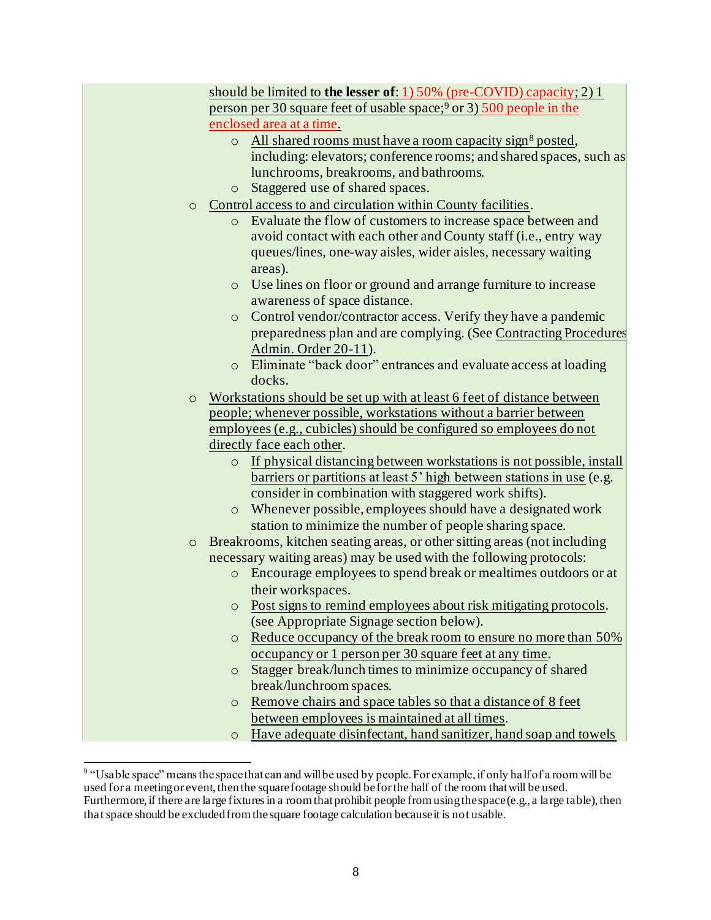should be limited to **the lesser of**: 1) 50% (pre-COVID) capacity; 2) 1 person per 30 square feet of usable space;[9] or 3) 500 people in the enclosed area at a time.

  - All shared rooms must have a room capacity sign[8] posted, including: elevators; conference rooms; and shared spaces, such as lunchrooms, breakrooms, and bathrooms.
  - Staggered use of shared spaces.
- Control access to and circulation within County facilities.
  - Evaluate the flow of customers to increase space between and avoid contact with each other and County staff (i.e., entry way queues/lines, one-way aisles, wider aisles, necessary waiting areas).
  - Use lines on floor or ground and arrange furniture to increase awareness of space distance.
  - Control vendor/contractor access. Verify they have a pandemic preparedness plan and are complying. (See Contracting Procedures Admin. Order 20-11).
  - Eliminate "back door" entrances and evaluate access at loading docks.
- Workstations should be set up with at least 6 feet of distance between people; whenever possible, workstations without a barrier between employees (e.g., cubicles) should be configured so employees do not directly face each other.
  - If physical distancing between workstations is not possible, install barriers or partitions at least 5' high between stations in use (e.g. consider in combination with staggered work shifts).
  - Whenever possible, employees should have a designated work station to minimize the number of people sharing space.
- Breakrooms, kitchen seating areas, or other sitting areas (not including necessary waiting areas) may be used with the following protocols:
  - Encourage employees to spend break or mealtimes outdoors or at their workspaces.
  - Post signs to remind employees about risk mitigating protocols. (see Appropriate Signage section below).
  - Reduce occupancy of the break room to ensure no more than 50% occupancy or 1 person per 30 square feet at any time.
  - Stagger break/lunch times to minimize occupancy of shared break/lunchroom spaces.
  - Remove chairs and space tables so that a distance of 8 feet between employees is maintained at all times.
  - Have adequate disinfectant, hand sanitizer, hand soap and towels

[9] "Usable space" means the space that can and will be used by people. For example, if only half of a room will be used for a meeting or event, then the square footage should be for the half of the room that will be used. Furthermore, if there are large fixtures in a room that prohibit people from using the space (e.g., a large table), then that space should be excluded from the square footage calculation because it is not usable.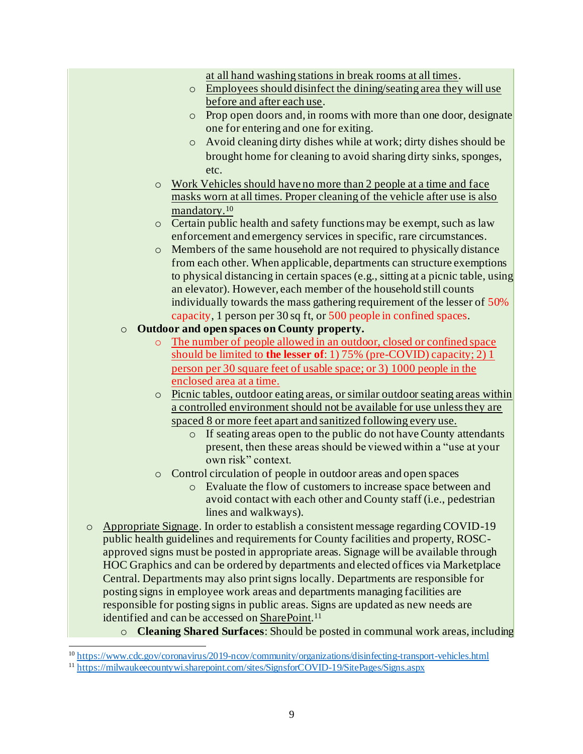- at all hand washing stations in break rooms at all times.
    - Employees should disinfect the dining/seating area they will use before and after each use.
    - Prop open doors and, in rooms with more than one door, designate one for entering and one for exiting.
    - Avoid cleaning dirty dishes while at work; dirty dishes should be brought home for cleaning to avoid sharing dirty sinks, sponges, etc.
  - Work Vehicles should have no more than 2 people at a time and face masks worn at all times. Proper cleaning of the vehicle after use is also mandatory.[10]
  - Certain public health and safety functions may be exempt, such as law enforcement and emergency services in specific, rare circumstances.
  - Members of the same household are not required to physically distance from each other. When applicable, departments can structure exemptions to physical distancing in certain spaces (e.g., sitting at a picnic table, using an elevator). However, each member of the household still counts individually towards the mass gathering requirement of the lesser of 50% capacity, 1 person per 30 sq ft, or 500 people in confined spaces.
- **Outdoor and open spaces on County property.**
  - The number of people allowed in an outdoor, closed or confined space should be limited to **the lesser of**: 1) 75% (pre-COVID) capacity; 2) 1 person per 30 square feet of usable space; or 3) 1000 people in the enclosed area at a time.
  - Picnic tables, outdoor eating areas, or similar outdoor seating areas within a controlled environment should not be available for use unless they are spaced 8 or more feet apart and sanitized following every use.
    - If seating areas open to the public do not have County attendants present, then these areas should be viewed within a "use at your own risk" context.
  - Control circulation of people in outdoor areas and open spaces
    - Evaluate the flow of customers to increase space between and avoid contact with each other and County staff (i.e., pedestrian lines and walkways).

- Appropriate Signage. In order to establish a consistent message regarding COVID-19 public health guidelines and requirements for County facilities and property, ROSC-approved signs must be posted in appropriate areas. Signage will be available through HOC Graphics and can be ordered by departments and elected offices via Marketplace Central. Departments may also print signs locally. Departments are responsible for posting signs in employee work areas and departments managing facilities are responsible for posting signs in public areas. Signs are updated as new needs are identified and can be accessed on SharePoint.[11]
  - **Cleaning Shared Surfaces**: Should be posted in communal work areas, including

---

[10] https://www.cdc.gov/coronavirus/2019-ncov/community/organizations/disinfecting-transport-vehicles.html

[11] https://milwaukeecountywi.sharepoint.com/sites/SignsforCOVID-19/SitePages/Signs.aspx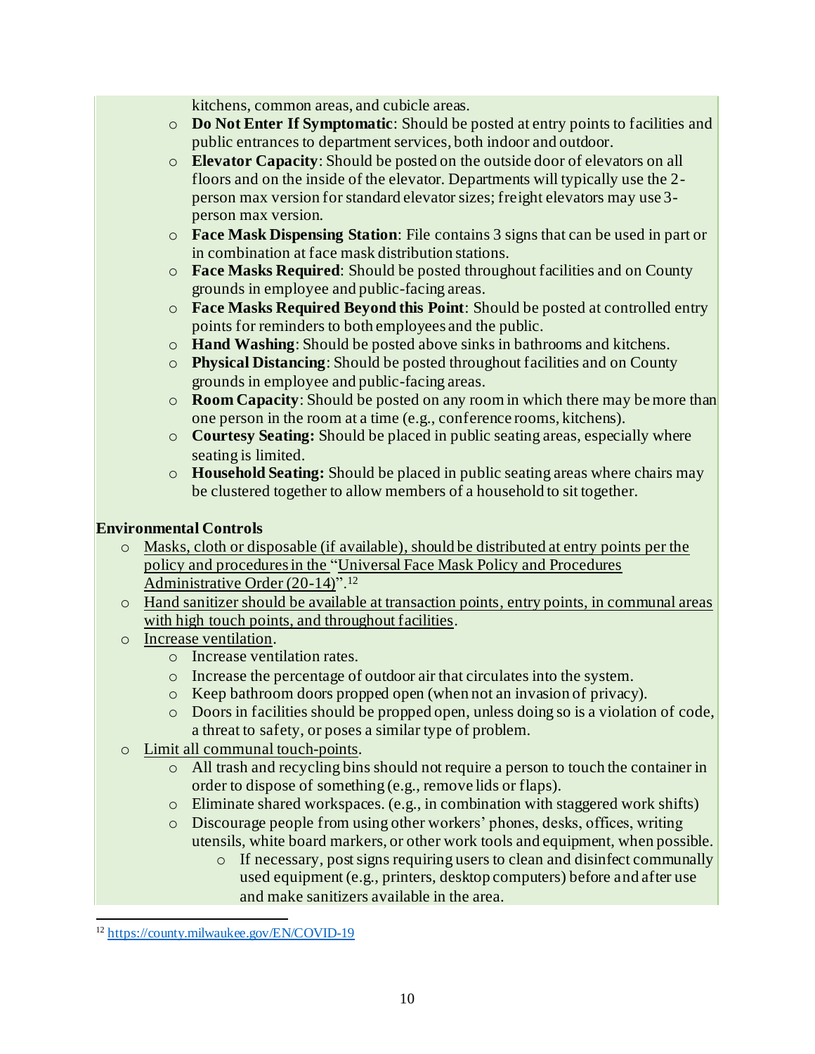kitchens, common areas, and cubicle areas.

- **Do Not Enter If Symptomatic**: Should be posted at entry points to facilities and public entrances to department services, both indoor and outdoor.
- **Elevator Capacity**: Should be posted on the outside door of elevators on all floors and on the inside of the elevator. Departments will typically use the 2-person max version for standard elevator sizes; freight elevators may use 3-person max version.
- **Face Mask Dispensing Station**: File contains 3 signs that can be used in part or in combination at face mask distribution stations.
- **Face Masks Required**: Should be posted throughout facilities and on County grounds in employee and public-facing areas.
- **Face Masks Required Beyond this Point**: Should be posted at controlled entry points for reminders to both employees and the public.
- **Hand Washing**: Should be posted above sinks in bathrooms and kitchens.
- **Physical Distancing**: Should be posted throughout facilities and on County grounds in employee and public-facing areas.
- **Room Capacity**: Should be posted on any room in which there may be more than one person in the room at a time (e.g., conference rooms, kitchens).
- **Courtesy Seating:** Should be placed in public seating areas, especially where seating is limited.
- **Household Seating:** Should be placed in public seating areas where chairs may be clustered together to allow members of a household to sit together.

**Environmental Controls**

- Masks, cloth or disposable (if available), should be distributed at entry points per the policy and procedures in the "Universal Face Mask Policy and Procedures Administrative Order (20-14)".[12]
- Hand sanitizer should be available at transaction points, entry points, in communal areas with high touch points, and throughout facilities.
- Increase ventilation.
  - Increase ventilation rates.
  - Increase the percentage of outdoor air that circulates into the system.
  - Keep bathroom doors propped open (when not an invasion of privacy).
  - Doors in facilities should be propped open, unless doing so is a violation of code, a threat to safety, or poses a similar type of problem.
- Limit all communal touch-points.
  - All trash and recycling bins should not require a person to touch the container in order to dispose of something (e.g., remove lids or flaps).
  - Eliminate shared workspaces. (e.g., in combination with staggered work shifts)
  - Discourage people from using other workers' phones, desks, offices, writing utensils, white board markers, or other work tools and equipment, when possible.
    - If necessary, post signs requiring users to clean and disinfect communally used equipment (e.g., printers, desktop computers) before and after use and make sanitizers available in the area.

---

[12] https://county.milwaukee.gov/EN/COVID-19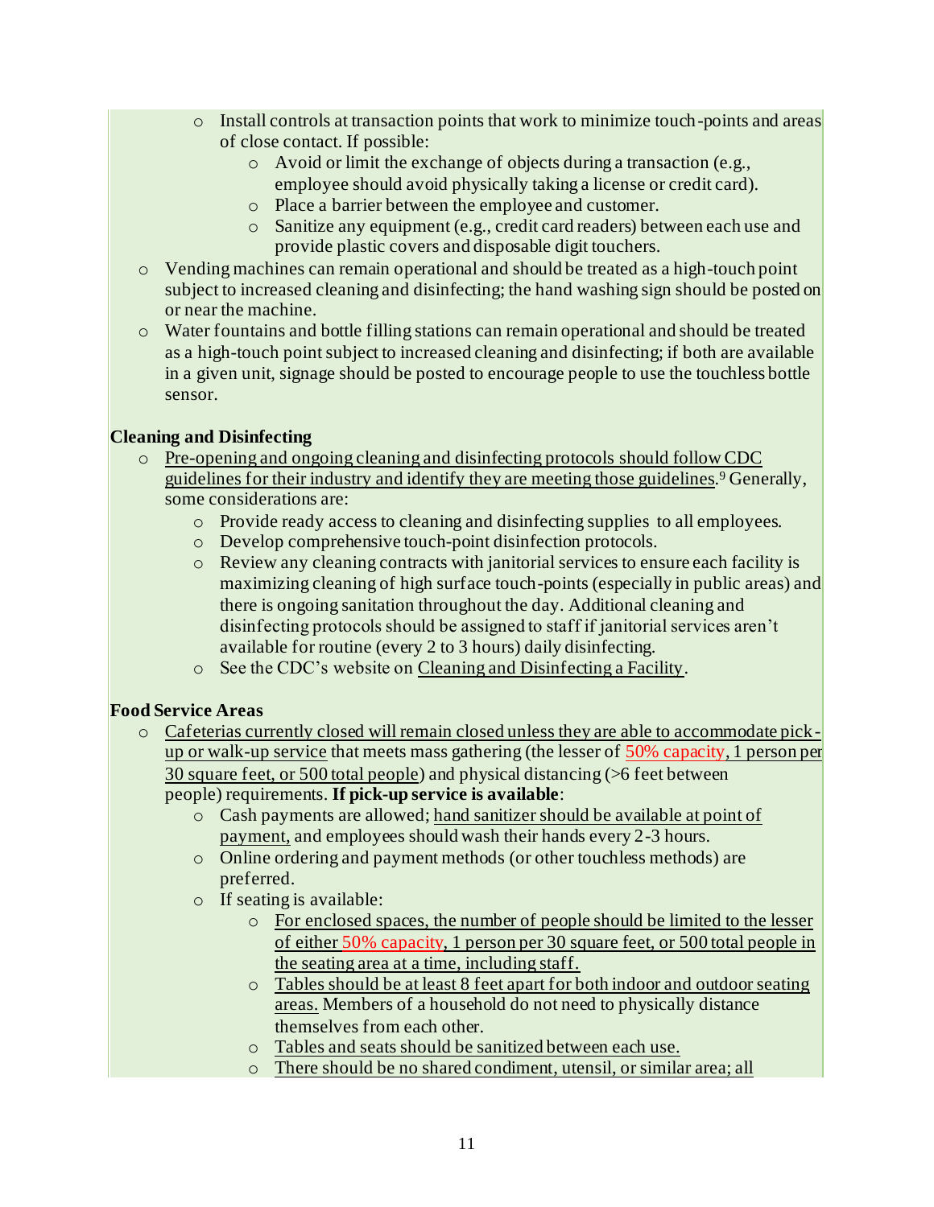- Install controls at transaction points that work to minimize touch-points and areas of close contact. If possible:
  - Avoid or limit the exchange of objects during a transaction (e.g., employee should avoid physically taking a license or credit card).
  - Place a barrier between the employee and customer.
  - Sanitize any equipment (e.g., credit card readers) between each use and provide plastic covers and disposable digit touchers.
- Vending machines can remain operational and should be treated as a high-touch point subject to increased cleaning and disinfecting; the hand washing sign should be posted on or near the machine.
- Water fountains and bottle filling stations can remain operational and should be treated as a high-touch point subject to increased cleaning and disinfecting; if both are available in a given unit, signage should be posted to encourage people to use the touchless bottle sensor.

**Cleaning and Disinfecting**

- Pre-opening and ongoing cleaning and disinfecting protocols should follow CDC guidelines for their industry and identify they are meeting those guidelines.[9] Generally, some considerations are:
  - Provide ready access to cleaning and disinfecting supplies to all employees.
  - Develop comprehensive touch-point disinfection protocols.
  - Review any cleaning contracts with janitorial services to ensure each facility is maximizing cleaning of high surface touch-points (especially in public areas) and there is ongoing sanitation throughout the day. Additional cleaning and disinfecting protocols should be assigned to staff if janitorial services aren't available for routine (every 2 to 3 hours) daily disinfecting.
  - See the CDC's website on Cleaning and Disinfecting a Facility.

**Food Service Areas**

- Cafeterias currently closed will remain closed unless they are able to accommodate pick-up or walk-up service that meets mass gathering (the lesser of 50% capacity, 1 person per 30 square feet, or 500 total people) and physical distancing (>6 feet between people) requirements. **If pick-up service is available**:
  - Cash payments are allowed; hand sanitizer should be available at point of payment, and employees should wash their hands every 2-3 hours.
  - Online ordering and payment methods (or other touchless methods) are preferred.
  - If seating is available:
    - For enclosed spaces, the number of people should be limited to the lesser of either 50% capacity, 1 person per 30 square feet, or 500 total people in the seating area at a time, including staff.
    - Tables should be at least 8 feet apart for both indoor and outdoor seating areas. Members of a household do not need to physically distance themselves from each other.
    - Tables and seats should be sanitized between each use.
    - There should be no shared condiment, utensil, or similar area; all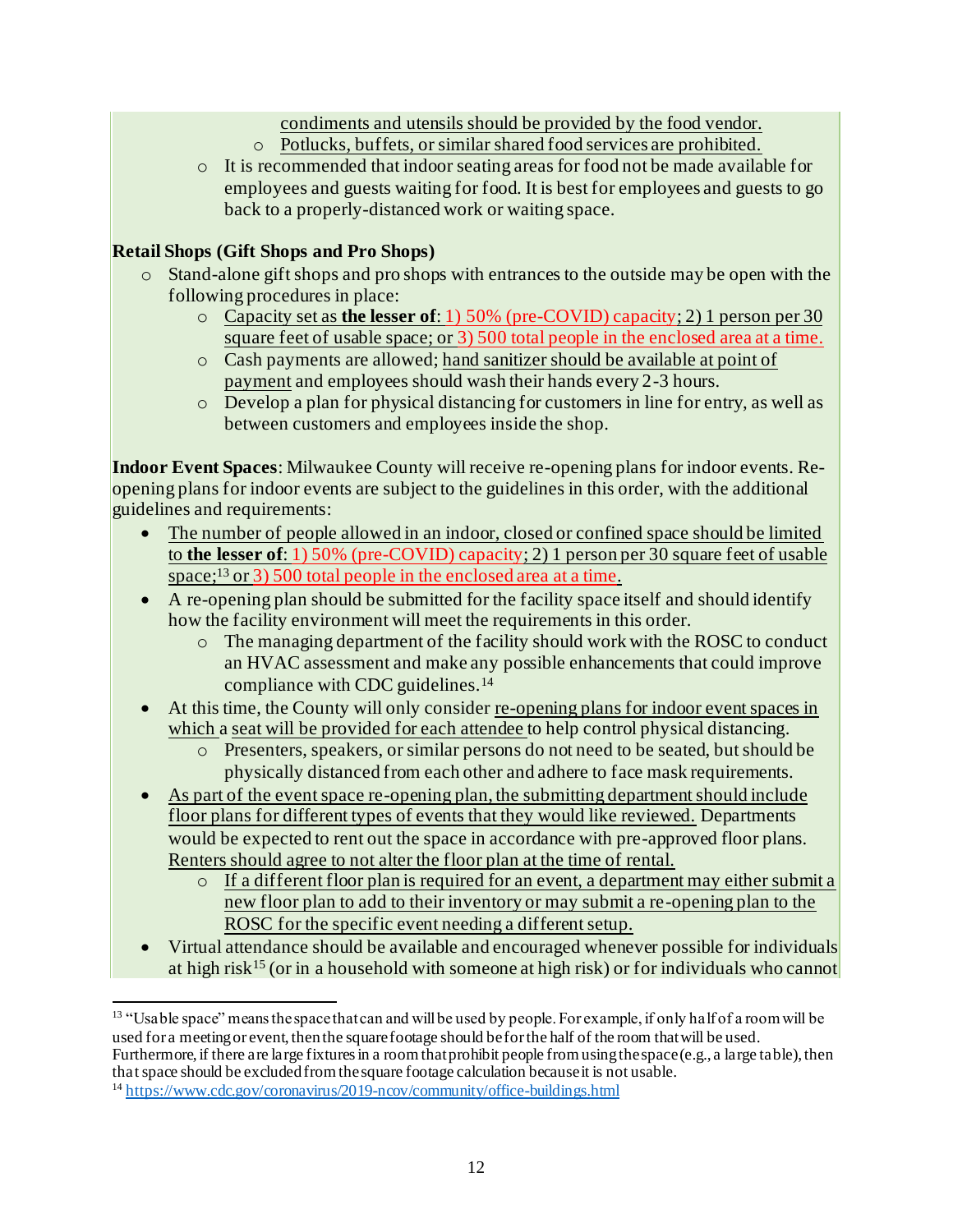condiments and utensils should be provided by the food vendor.
        - Potlucks, buffets, or similar shared food services are prohibited.
    - It is recommended that indoor seating areas for food not be made available for employees and guests waiting for food. It is best for employees and guests to go back to a properly-distanced work or waiting space.

**Retail Shops (Gift Shops and Pro Shops)**

- Stand-alone gift shops and pro shops with entrances to the outside may be open with the following procedures in place:
    - Capacity set as **the lesser of**: 1) 50% (pre-COVID) capacity; 2) 1 person per 30 square feet of usable space; or 3) 500 total people in the enclosed area at a time.
    - Cash payments are allowed; hand sanitizer should be available at point of payment and employees should wash their hands every 2-3 hours.
    - Develop a plan for physical distancing for customers in line for entry, as well as between customers and employees inside the shop.

**Indoor Event Spaces**: Milwaukee County will receive re-opening plans for indoor events. Re-opening plans for indoor events are subject to the guidelines in this order, with the additional guidelines and requirements:

- The number of people allowed in an indoor, closed or confined space should be limited to **the lesser of**: 1) 50% (pre-COVID) capacity; 2) 1 person per 30 square feet of usable space;[13] or 3) 500 total people in the enclosed area at a time.
- A re-opening plan should be submitted for the facility space itself and should identify how the facility environment will meet the requirements in this order.
    - The managing department of the facility should work with the ROSC to conduct an HVAC assessment and make any possible enhancements that could improve compliance with CDC guidelines.[14]
- At this time, the County will only consider re-opening plans for indoor event spaces in which a seat will be provided for each attendee to help control physical distancing.
    - Presenters, speakers, or similar persons do not need to be seated, but should be physically distanced from each other and adhere to face mask requirements.
- As part of the event space re-opening plan, the submitting department should include floor plans for different types of events that they would like reviewed. Departments would be expected to rent out the space in accordance with pre-approved floor plans. Renters should agree to not alter the floor plan at the time of rental.
    - If a different floor plan is required for an event, a department may either submit a new floor plan to add to their inventory or may submit a re-opening plan to the ROSC for the specific event needing a different setup.
- Virtual attendance should be available and encouraged whenever possible for individuals at high risk[15] (or in a household with someone at high risk) or for individuals who cannot

---

[13] "Usable space" means the space that can and will be used by people. For example, if only half of a room will be used for a meeting or event, then the square footage should be for the half of the room that will be used. Furthermore, if there are large fixtures in a room that prohibit people from using the space (e.g., a large table), then that space should be excluded from the square footage calculation because it is not usable.

[14] https://www.cdc.gov/coronavirus/2019-ncov/community/office-buildings.html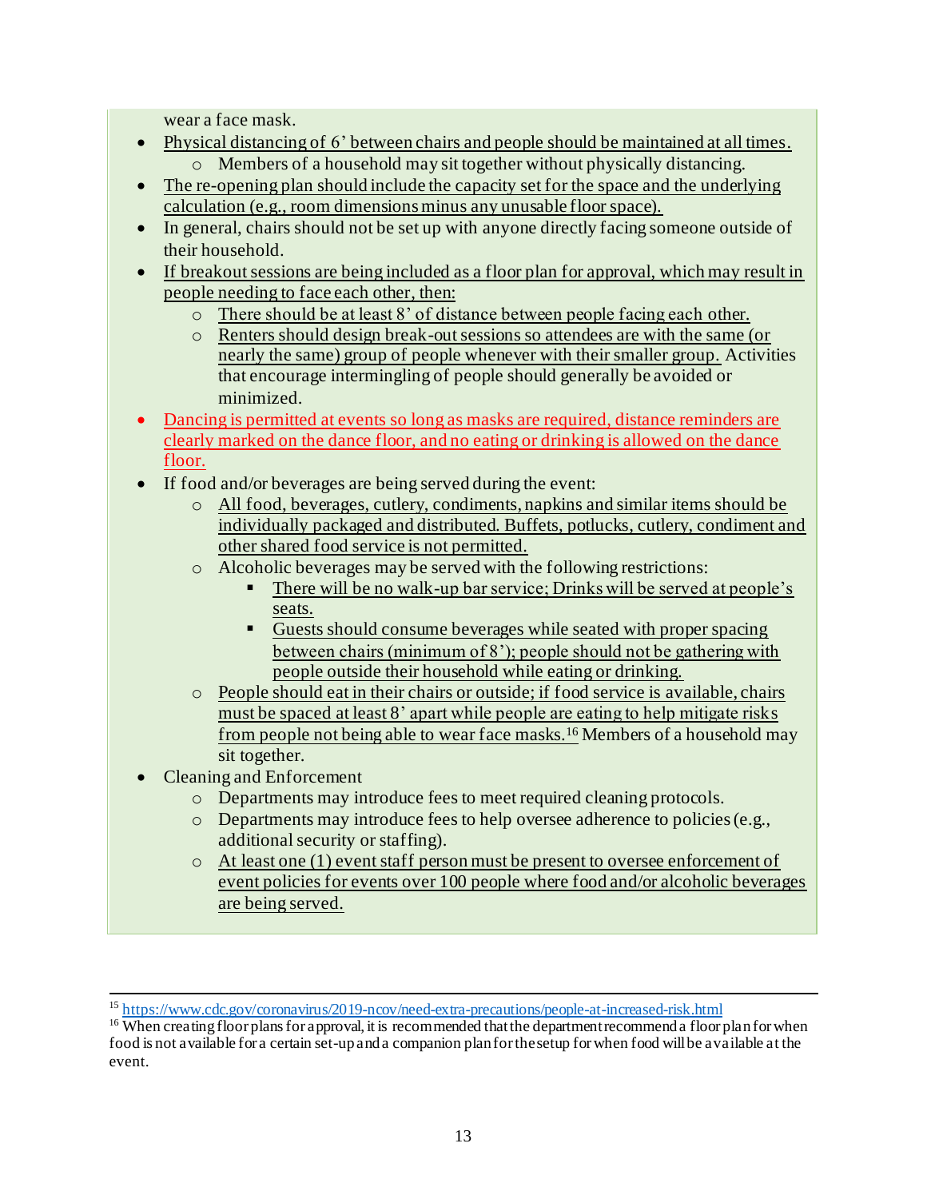wear a face mask.

- Physical distancing of 6' between chairs and people should be maintained at all times.
  - Members of a household may sit together without physically distancing.
- The re-opening plan should include the capacity set for the space and the underlying calculation (e.g., room dimensions minus any unusable floor space).
- In general, chairs should not be set up with anyone directly facing someone outside of their household.
- If breakout sessions are being included as a floor plan for approval, which may result in people needing to face each other, then:
  - There should be at least 8' of distance between people facing each other.
  - Renters should design break-out sessions so attendees are with the same (or nearly the same) group of people whenever with their smaller group. Activities that encourage intermingling of people should generally be avoided or minimized.
- Dancing is permitted at events so long as masks are required, distance reminders are clearly marked on the dance floor, and no eating or drinking is allowed on the dance floor.
- If food and/or beverages are being served during the event:
  - All food, beverages, cutlery, condiments, napkins and similar items should be individually packaged and distributed. Buffets, potlucks, cutlery, condiment and other shared food service is not permitted.
  - Alcoholic beverages may be served with the following restrictions:
    - There will be no walk-up bar service; Drinks will be served at people's seats.
    - Guests should consume beverages while seated with proper spacing between chairs (minimum of 8'); people should not be gathering with people outside their household while eating or drinking.
  - People should eat in their chairs or outside; if food service is available, chairs must be spaced at least 8' apart while people are eating to help mitigate risks from people not being able to wear face masks.[16] Members of a household may sit together.
- Cleaning and Enforcement
  - Departments may introduce fees to meet required cleaning protocols.
  - Departments may introduce fees to help oversee adherence to policies (e.g., additional security or staffing).
  - At least one (1) event staff person must be present to oversee enforcement of event policies for events over 100 people where food and/or alcoholic beverages are being served.

---

[15] https://www.cdc.gov/coronavirus/2019-ncov/need-extra-precautions/people-at-increased-risk.html

[16] When creating floor plans for approval, it is recommended that the department recommend a floor plan for when food is not available for a certain set-up and a companion plan for the setup for when food will be available at the event.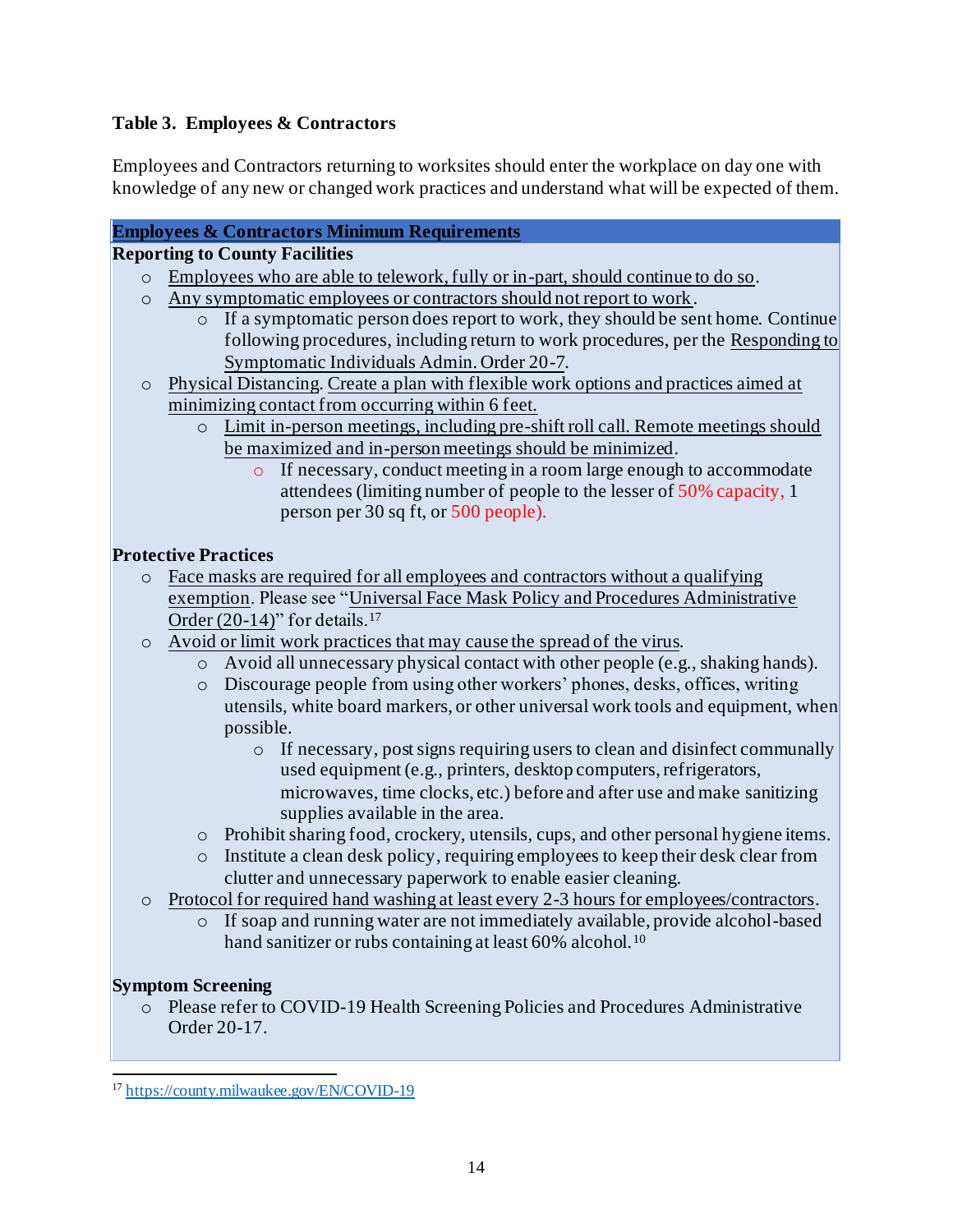### Table 3. Employees & Contractors

Employees and Contractors returning to worksites should enter the workplace on day one with knowledge of any new or changed work practices and understand what will be expected of them.

**Employees & Contractors Minimum Requirements**

**Reporting to County Facilities**

- Employees who are able to telework, fully or in-part, should continue to do so.
- Any symptomatic employees or contractors should not report to work.
  - If a symptomatic person does report to work, they should be sent home. Continue following procedures, including return to work procedures, per the Responding to Symptomatic Individuals Admin. Order 20-7.
- Physical Distancing. Create a plan with flexible work options and practices aimed at minimizing contact from occurring within 6 feet.
  - Limit in-person meetings, including pre-shift roll call. Remote meetings should be maximized and in-person meetings should be minimized.
    - If necessary, conduct meeting in a room large enough to accommodate attendees (limiting number of people to the lesser of 50% capacity, 1 person per 30 sq ft, or 500 people).

**Protective Practices**

- Face masks are required for all employees and contractors without a qualifying exemption. Please see "Universal Face Mask Policy and Procedures Administrative Order (20-14)" for details.[17]
- Avoid or limit work practices that may cause the spread of the virus.
  - Avoid all unnecessary physical contact with other people (e.g., shaking hands).
  - Discourage people from using other workers' phones, desks, offices, writing utensils, white board markers, or other universal work tools and equipment, when possible.
    - If necessary, post signs requiring users to clean and disinfect communally used equipment (e.g., printers, desktop computers, refrigerators, microwaves, time clocks, etc.) before and after use and make sanitizing supplies available in the area.
  - Prohibit sharing food, crockery, utensils, cups, and other personal hygiene items.
  - Institute a clean desk policy, requiring employees to keep their desk clear from clutter and unnecessary paperwork to enable easier cleaning.
- Protocol for required hand washing at least every 2-3 hours for employees/contractors.
  - If soap and running water are not immediately available, provide alcohol-based hand sanitizer or rubs containing at least 60% alcohol.[10]

**Symptom Screening**

- Please refer to COVID-19 Health Screening Policies and Procedures Administrative Order 20-17.

[17] https://county.milwaukee.gov/EN/COVID-19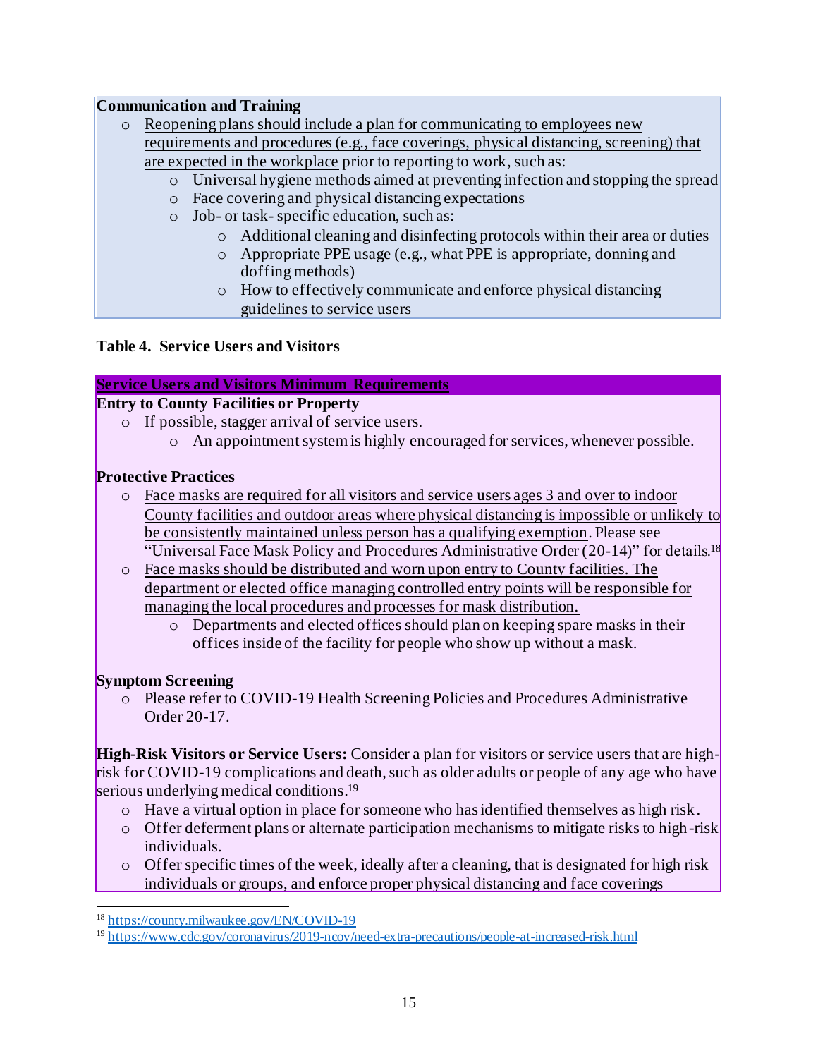**Communication and Training**

- Reopening plans should include a plan for communicating to employees new requirements and procedures (e.g., face coverings, physical distancing, screening) that are expected in the workplace prior to reporting to work, such as:
  - Universal hygiene methods aimed at preventing infection and stopping the spread
  - Face covering and physical distancing expectations
  - Job- or task- specific education, such as:
    - Additional cleaning and disinfecting protocols within their area or duties
    - Appropriate PPE usage (e.g., what PPE is appropriate, donning and doffing methods)
    - How to effectively communicate and enforce physical distancing guidelines to service users

**Table 4. Service Users and Visitors**

**Service Users and Visitors Minimum Requirements**

**Entry to County Facilities or Property**

- If possible, stagger arrival of service users.
  - An appointment system is highly encouraged for services, whenever possible.

**Protective Practices**

- Face masks are required for all visitors and service users ages 3 and over to indoor County facilities and outdoor areas where physical distancing is impossible or unlikely to be consistently maintained unless person has a qualifying exemption. Please see "Universal Face Mask Policy and Procedures Administrative Order (20-14)" for details.[18]
- Face masks should be distributed and worn upon entry to County facilities. The department or elected office managing controlled entry points will be responsible for managing the local procedures and processes for mask distribution.
  - Departments and elected offices should plan on keeping spare masks in their offices inside of the facility for people who show up without a mask.

**Symptom Screening**

- Please refer to COVID-19 Health Screening Policies and Procedures Administrative Order 20-17.

**High-Risk Visitors or Service Users:** Consider a plan for visitors or service users that are high-risk for COVID-19 complications and death, such as older adults or people of any age who have serious underlying medical conditions.[19]

- Have a virtual option in place for someone who has identified themselves as high risk.
- Offer deferment plans or alternate participation mechanisms to mitigate risks to high-risk individuals.
- Offer specific times of the week, ideally after a cleaning, that is designated for high risk individuals or groups, and enforce proper physical distancing and face coverings

---

[18] https://county.milwaukee.gov/EN/COVID-19

[19] https://www.cdc.gov/coronavirus/2019-ncov/need-extra-precautions/people-at-increased-risk.html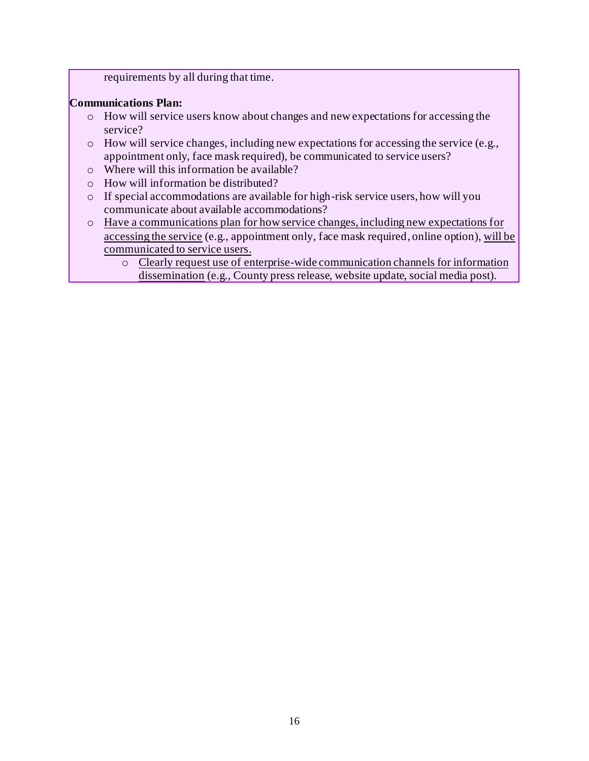requirements by all during that time.

**Communications Plan:**

- How will service users know about changes and new expectations for accessing the service?
- How will service changes, including new expectations for accessing the service (e.g., appointment only, face mask required), be communicated to service users?
- Where will this information be available?
- How will information be distributed?
- If special accommodations are available for high-risk service users, how will you communicate about available accommodations?
- Have a communications plan for how service changes, including new expectations for accessing the service (e.g., appointment only, face mask required, online option), will be communicated to service users.
    - Clearly request use of enterprise-wide communication channels for information dissemination (e.g., County press release, website update, social media post).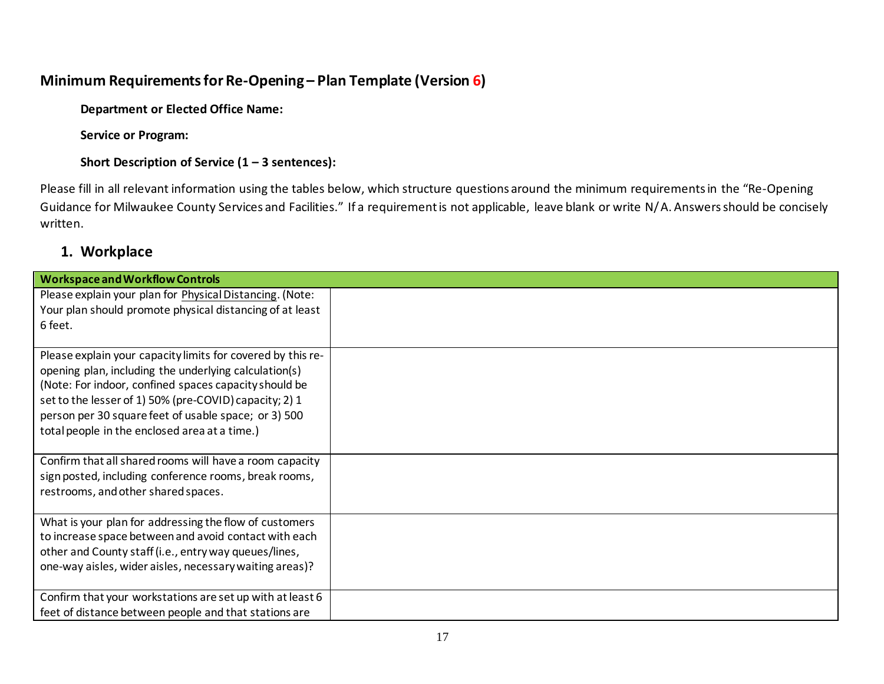## Minimum Requirements for Re-Opening – Plan Template (Version 6)

**Department or Elected Office Name:**

**Service or Program:**

**Short Description of Service (1 – 3 sentences):**

Please fill in all relevant information using the tables below, which structure questions around the minimum requirements in the "Re-Opening Guidance for Milwaukee County Services and Facilities." If a requirement is not applicable, leave blank or write N/A. Answers should be concisely written.

### 1. Workplace

| Workspace and Workflow Controls | |
|---|---|
| Please explain your plan for Physical Distancing. (Note: Your plan should promote physical distancing of at least 6 feet. | |
| Please explain your capacity limits for covered by this re-opening plan, including the underlying calculation(s) (Note: For indoor, confined spaces capacity should be set to the lesser of 1) 50% (pre-COVID) capacity; 2) 1 person per 30 square feet of usable space; or 3) 500 total people in the enclosed area at a time.) | |
| Confirm that all shared rooms will have a room capacity sign posted, including conference rooms, break rooms, restrooms, and other shared spaces. | |
| What is your plan for addressing the flow of customers to increase space between and avoid contact with each other and County staff (i.e., entry way queues/lines, one-way aisles, wider aisles, necessary waiting areas)? | |
| Confirm that your workstations are set up with at least 6 feet of distance between people and that stations are | |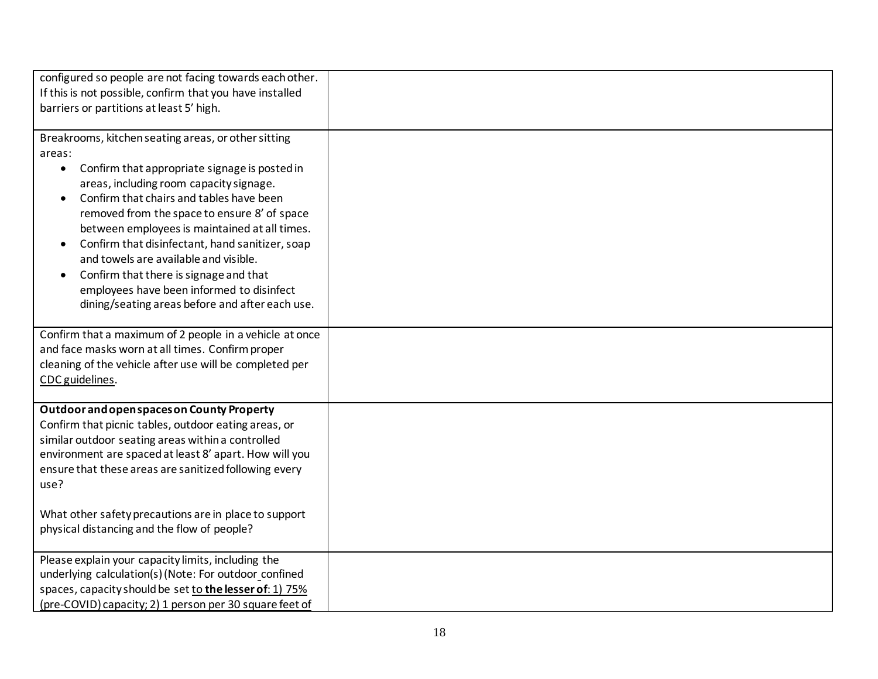| | |
|---|---|
| configured so people are not facing towards each other. If this is not possible, confirm that you have installed barriers or partitions at least 5' high. | |
| Breakrooms, kitchen seating areas, or other sitting areas:<br>• Confirm that appropriate signage is posted in areas, including room capacity signage.<br>• Confirm that chairs and tables have been removed from the space to ensure 8' of space between employees is maintained at all times.<br>• Confirm that disinfectant, hand sanitizer, soap and towels are available and visible.<br>• Confirm that there is signage and that employees have been informed to disinfect dining/seating areas before and after each use. | |
| Confirm that a maximum of 2 people in a vehicle at once and face masks worn at all times. Confirm proper cleaning of the vehicle after use will be completed per CDC guidelines. | |
| **Outdoor and open spaces on County Property**<br>Confirm that picnic tables, outdoor eating areas, or similar outdoor seating areas within a controlled environment are spaced at least 8' apart. How will you ensure that these areas are sanitized following every use?<br><br>What other safety precautions are in place to support physical distancing and the flow of people? | |
| Please explain your capacity limits, including the underlying calculation(s) (Note: For outdoor confined spaces, capacity should be set to **the lesser of**: 1) 75% (pre-COVID) capacity; 2) 1 person per 30 square feet of | |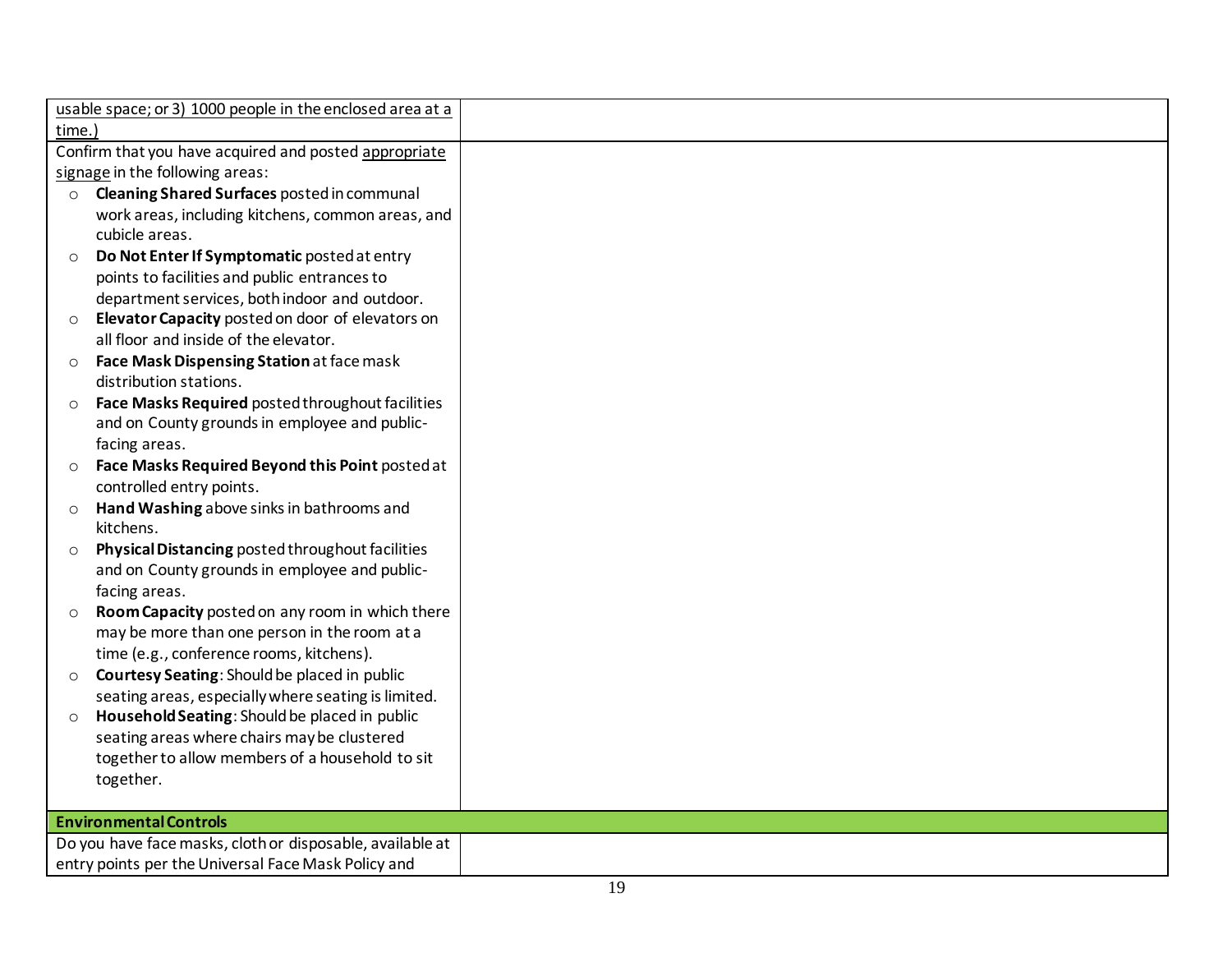| | |
|---|---|
| <u>usable space; or 3) 1000 people in the enclosed area at a time.)</u> | |
| Confirm that you have acquired and posted <u>appropriate signage</u> in the following areas:<br>○ **Cleaning Shared Surfaces** posted in communal work areas, including kitchens, common areas, and cubicle areas.<br>○ **Do Not Enter If Symptomatic** posted at entry points to facilities and public entrances to department services, both indoor and outdoor.<br>○ **Elevator Capacity** posted on door of elevators on all floor and inside of the elevator.<br>○ **Face Mask Dispensing Station** at face mask distribution stations.<br>○ **Face Masks Required** posted throughout facilities and on County grounds in employee and public-facing areas.<br>○ **Face Masks Required Beyond this Point** posted at controlled entry points.<br>○ **Hand Washing** above sinks in bathrooms and kitchens.<br>○ **Physical Distancing** posted throughout facilities and on County grounds in employee and public-facing areas.<br>○ **Room Capacity** posted on any room in which there may be more than one person in the room at a time (e.g., conference rooms, kitchens).<br>○ **Courtesy Seating**: Should be placed in public seating areas, especially where seating is limited.<br>○ **Household Seating**: Should be placed in public seating areas where chairs may be clustered together to allow members of a household to sit together. | |
| **Environmental Controls** | |
| Do you have face masks, cloth or disposable, available at entry points per the Universal Face Mask Policy and | |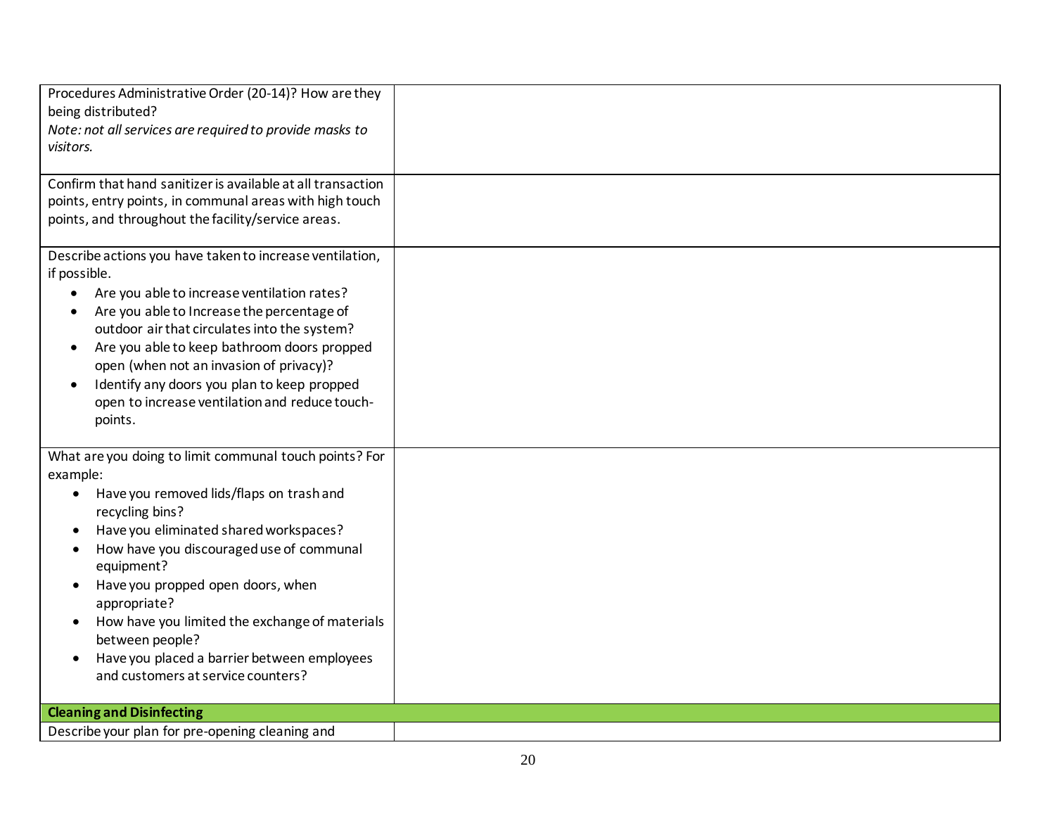| | |
|---|---|
| Procedures Administrative Order (20-14)? How are they being distributed?<br>*Note: not all services are required to provide masks to visitors.* | |
| Confirm that hand sanitizer is available at all transaction points, entry points, in communal areas with high touch points, and throughout the facility/service areas. | |
| Describe actions you have taken to increase ventilation, if possible.<br>• Are you able to increase ventilation rates?<br>• Are you able to Increase the percentage of outdoor air that circulates into the system?<br>• Are you able to keep bathroom doors propped open (when not an invasion of privacy)?<br>• Identify any doors you plan to keep propped open to increase ventilation and reduce touch-points. | |
| What are you doing to limit communal touch points? For example:<br>• Have you removed lids/flaps on trash and recycling bins?<br>• Have you eliminated shared workspaces?<br>• How have you discouraged use of communal equipment?<br>• Have you propped open doors, when appropriate?<br>• How have you limited the exchange of materials between people?<br>• Have you placed a barrier between employees and customers at service counters? | |
| **Cleaning and Disinfecting** | |
| Describe your plan for pre-opening cleaning and | |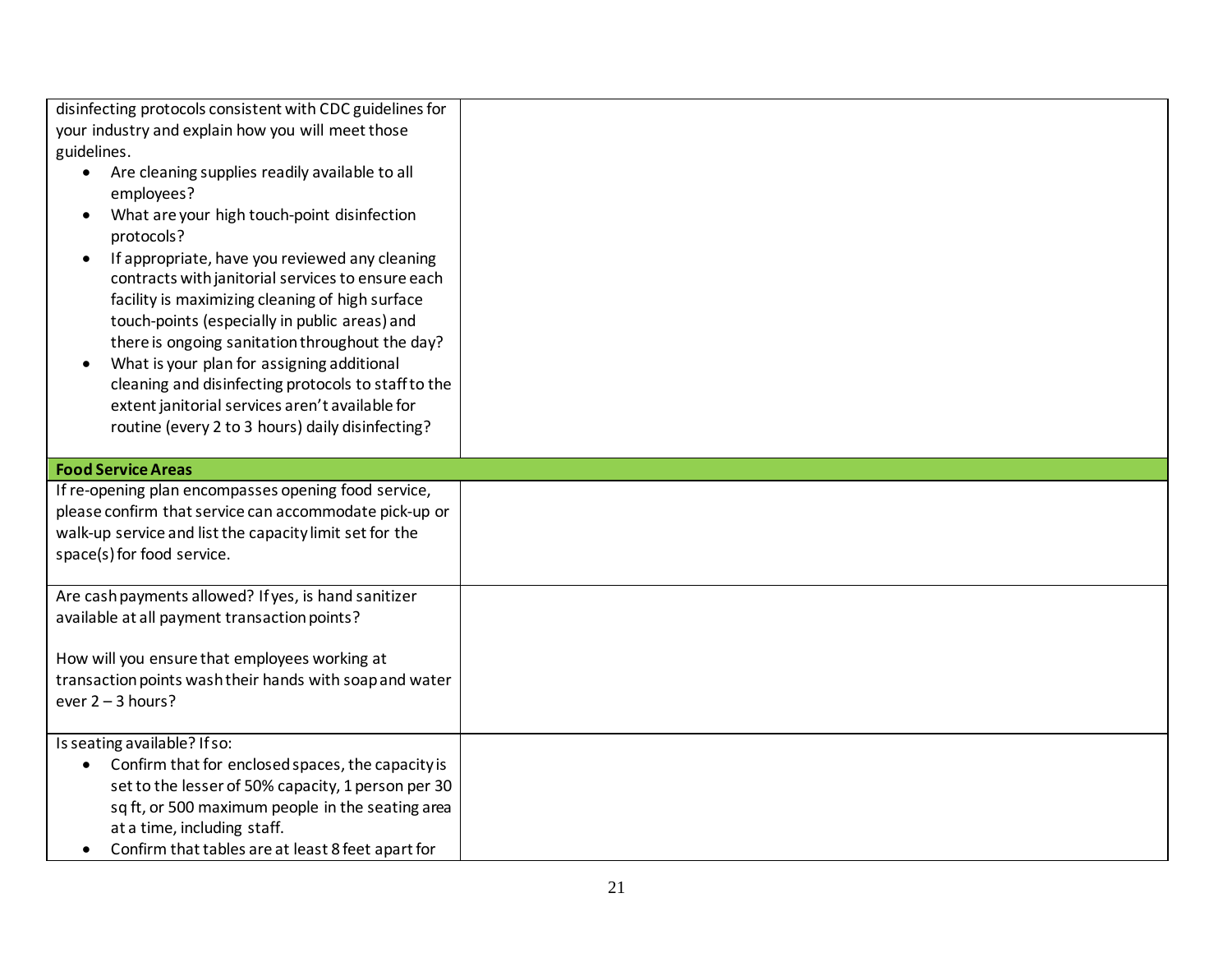| | |
|---|---|
| disinfecting protocols consistent with CDC guidelines for your industry and explain how you will meet those guidelines.<br>• Are cleaning supplies readily available to all employees?<br>• What are your high touch-point disinfection protocols?<br>• If appropriate, have you reviewed any cleaning contracts with janitorial services to ensure each facility is maximizing cleaning of high surface touch-points (especially in public areas) and there is ongoing sanitation throughout the day?<br>• What is your plan for assigning additional cleaning and disinfecting protocols to staff to the extent janitorial services aren't available for routine (every 2 to 3 hours) daily disinfecting? | |
| **Food Service Areas** | |
| If re-opening plan encompasses opening food service, please confirm that service can accommodate pick-up or walk-up service and list the capacity limit set for the space(s) for food service. | |
| Are cash payments allowed? If yes, is hand sanitizer available at all payment transaction points?<br><br>How will you ensure that employees working at transaction points wash their hands with soap and water ever 2 – 3 hours? | |
| Is seating available? If so:<br>• Confirm that for enclosed spaces, the capacity is set to the lesser of 50% capacity, 1 person per 30 sq ft, or 500 maximum people in the seating area at a time, including staff.<br>• Confirm that tables are at least 8 feet apart for | |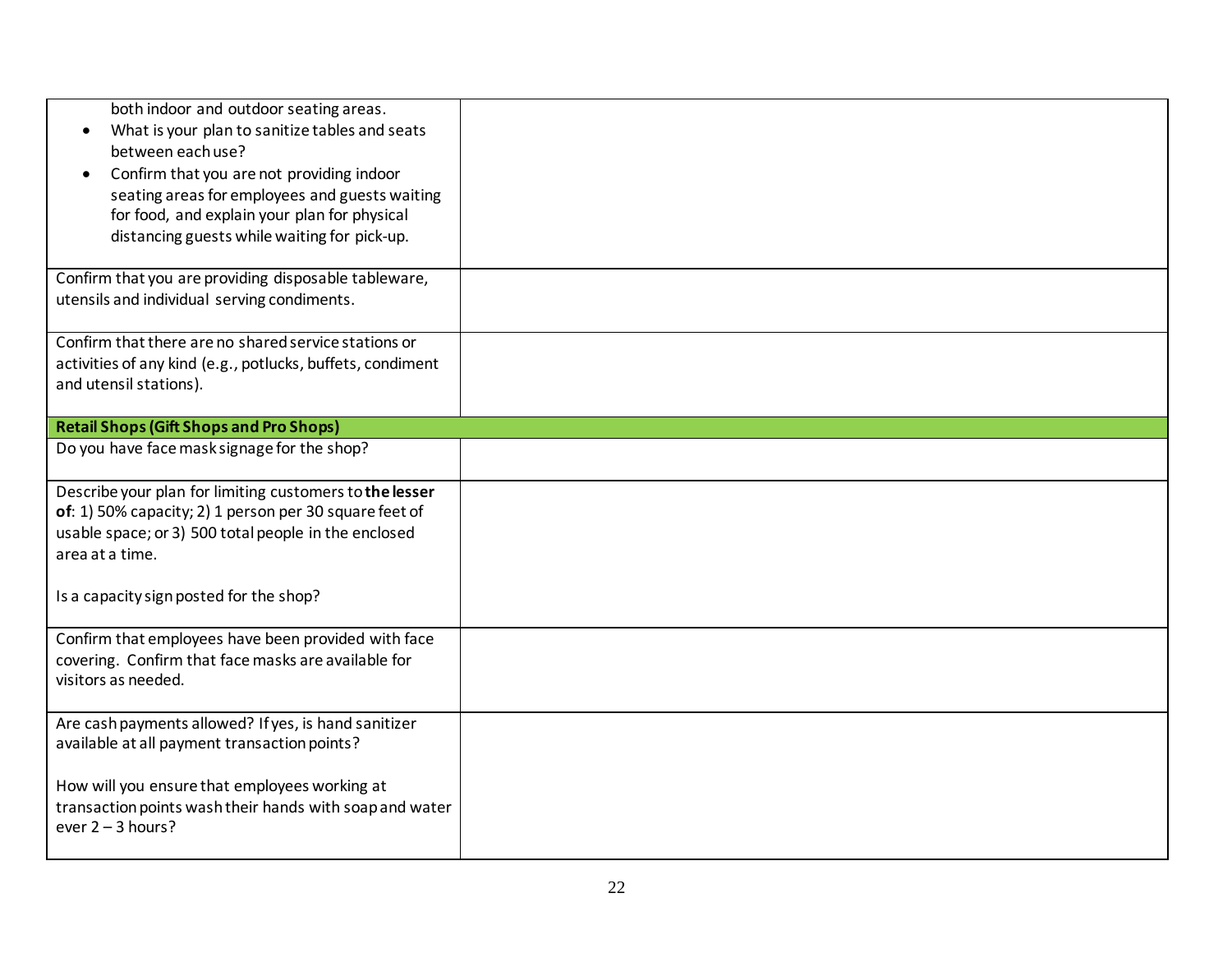| | |
|---|---|
| both indoor and outdoor seating areas.<br>• What is your plan to sanitize tables and seats between each use?<br>• Confirm that you are not providing indoor seating areas for employees and guests waiting for food, and explain your plan for physical distancing guests while waiting for pick-up. | |
| Confirm that you are providing disposable tableware, utensils and individual serving condiments. | |
| Confirm that there are no shared service stations or activities of any kind (e.g., potlucks, buffets, condiment and utensil stations). | |
| **Retail Shops (Gift Shops and Pro Shops)** | |
| Do you have face mask signage for the shop? | |
| Describe your plan for limiting customers to **the lesser of**: 1) 50% capacity; 2) 1 person per 30 square feet of usable space; or 3) 500 total people in the enclosed area at a time.<br><br>Is a capacity sign posted for the shop? | |
| Confirm that employees have been provided with face covering. Confirm that face masks are available for visitors as needed. | |
| Are cash payments allowed? If yes, is hand sanitizer available at all payment transaction points?<br><br>How will you ensure that employees working at transaction points wash their hands with soap and water ever 2 – 3 hours? | |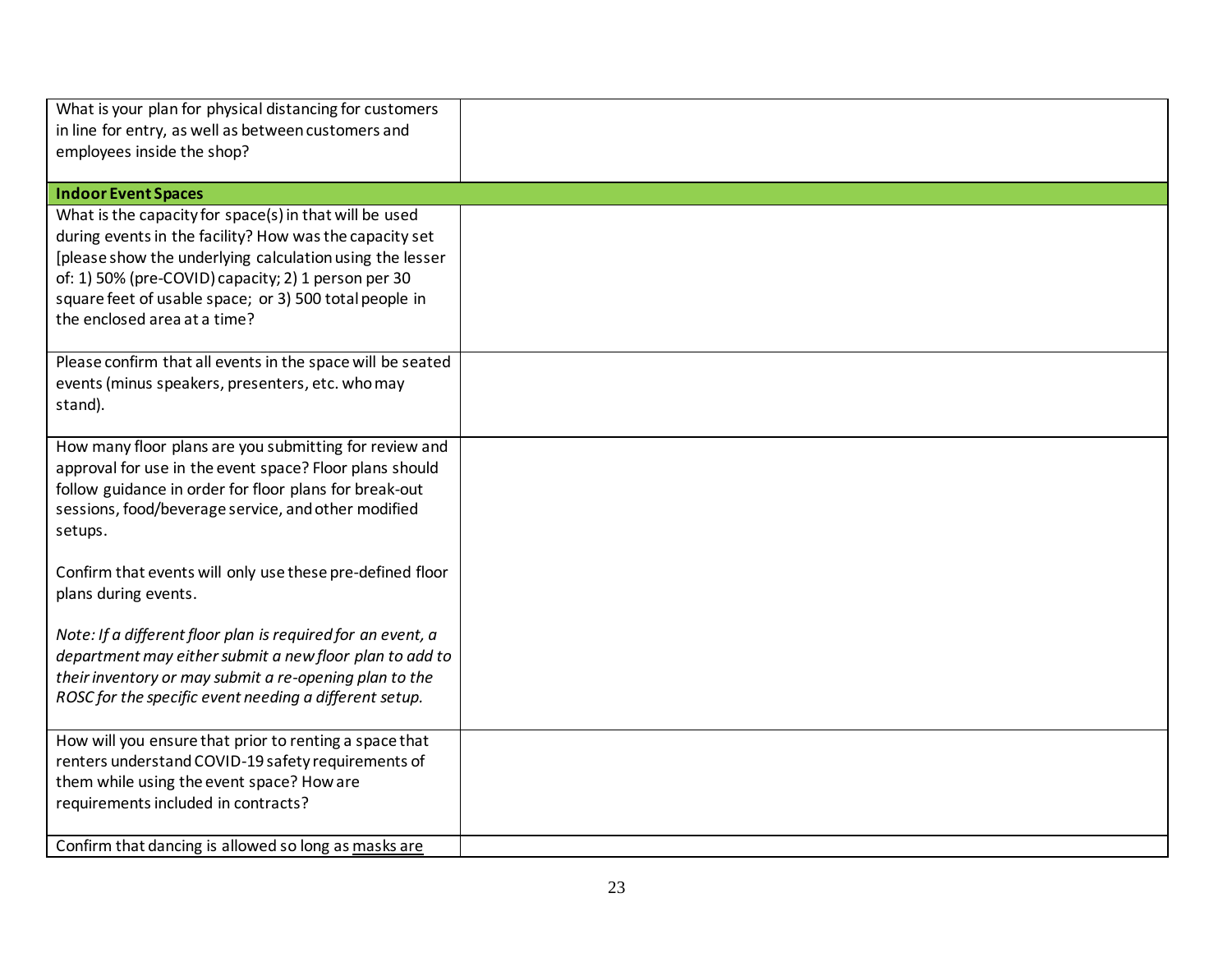| | |
|---|---|
| What is your plan for physical distancing for customers in line for entry, as well as between customers and employees inside the shop? | |
| **Indoor Event Spaces** | |
| What is the capacity for space(s) in that will be used during events in the facility? How was the capacity set [please show the underlying calculation using the lesser of: 1) 50% (pre-COVID) capacity; 2) 1 person per 30 square feet of usable space; or 3) 500 total people in the enclosed area at a time? | |
| Please confirm that all events in the space will be seated events (minus speakers, presenters, etc. who may stand). | |
| How many floor plans are you submitting for review and approval for use in the event space? Floor plans should follow guidance in order for floor plans for break-out sessions, food/beverage service, and other modified setups.<br><br>Confirm that events will only use these pre-defined floor plans during events.<br><br>*Note: If a different floor plan is required for an event, a department may either submit a new floor plan to add to their inventory or may submit a re-opening plan to the ROSC for the specific event needing a different setup.* | |
| How will you ensure that prior to renting a space that renters understand COVID-19 safety requirements of them while using the event space? How are requirements included in contracts? | |
| Confirm that dancing is allowed so long as masks are | |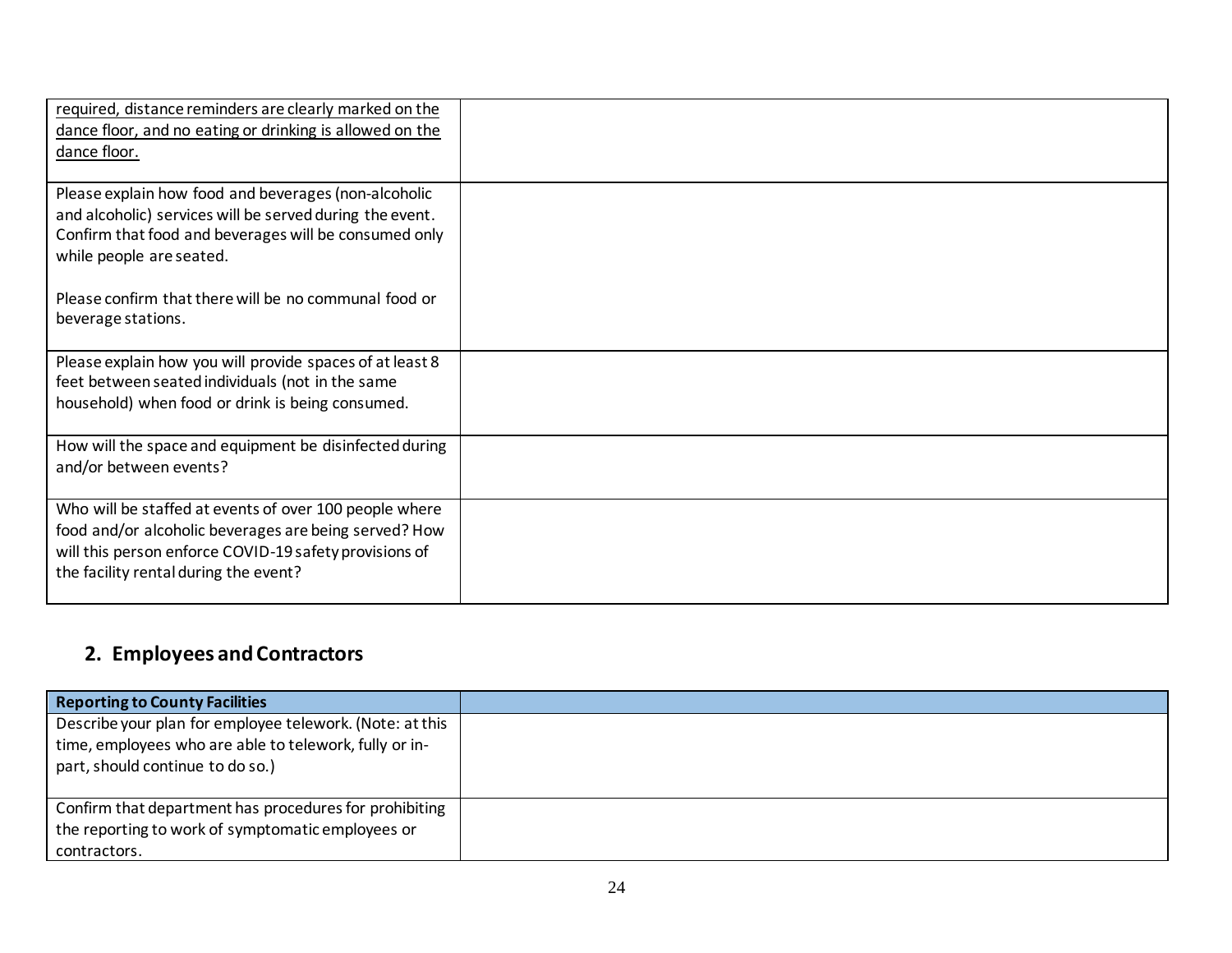| | |
|---|---|
| <u>required, distance reminders are clearly marked on the dance floor, and no eating or drinking is allowed on the dance floor.</u> | |
| Please explain how food and beverages (non-alcoholic and alcoholic) services will be served during the event. Confirm that food and beverages will be consumed only while people are seated.<br><br>Please confirm that there will be no communal food or beverage stations. | |
| Please explain how you will provide spaces of at least 8 feet between seated individuals (not in the same household) when food or drink is being consumed. | |
| How will the space and equipment be disinfected during and/or between events? | |
| Who will be staffed at events of over 100 people where food and/or alcoholic beverages are being served? How will this person enforce COVID-19 safety provisions of the facility rental during the event? | |

## 2. Employees and Contractors

| **Reporting to County Facilities** | |
|---|---|
| Describe your plan for employee telework. (Note: at this time, employees who are able to telework, fully or in-part, should continue to do so.) | |
| Confirm that department has procedures for prohibiting the reporting to work of symptomatic employees or contractors. | |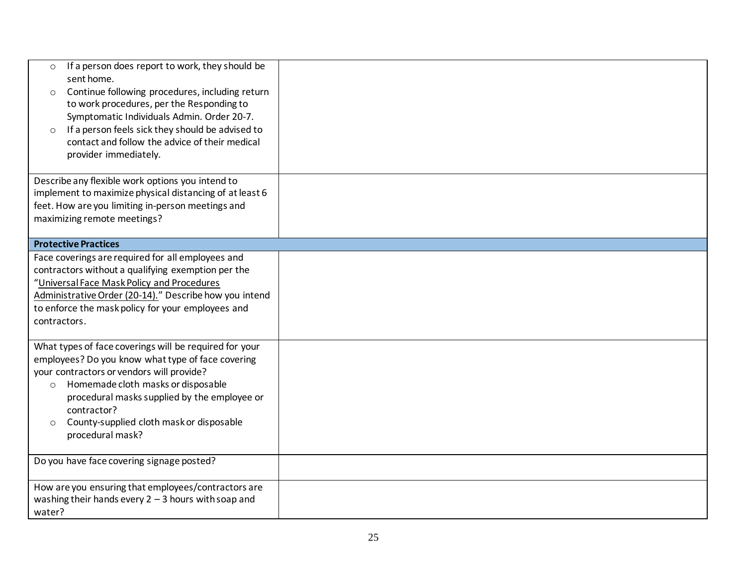| | |
|---|---|
| <ul><li>If a person does report to work, they should be sent home.</li><li>Continue following procedures, including return to work procedures, per the Responding to Symptomatic Individuals Admin. Order 20-7.</li><li>If a person feels sick they should be advised to contact and follow the advice of their medical provider immediately.</li></ul> | |
| Describe any flexible work options you intend to implement to maximize physical distancing of at least 6 feet. How are you limiting in-person meetings and maximizing remote meetings? | |
| **Protective Practices** | |
| Face coverings are required for all employees and contractors without a qualifying exemption per the "Universal Face Mask Policy and Procedures Administrative Order (20-14)." Describe how you intend to enforce the mask policy for your employees and contractors. | |
| What types of face coverings will be required for your employees? Do you know what type of face covering your contractors or vendors will provide?<ul><li>Homemade cloth masks or disposable procedural masks supplied by the employee or contractor?</li><li>County-supplied cloth mask or disposable procedural mask?</li></ul> | |
| Do you have face covering signage posted? | |
| How are you ensuring that employees/contractors are washing their hands every 2 – 3 hours with soap and water? | |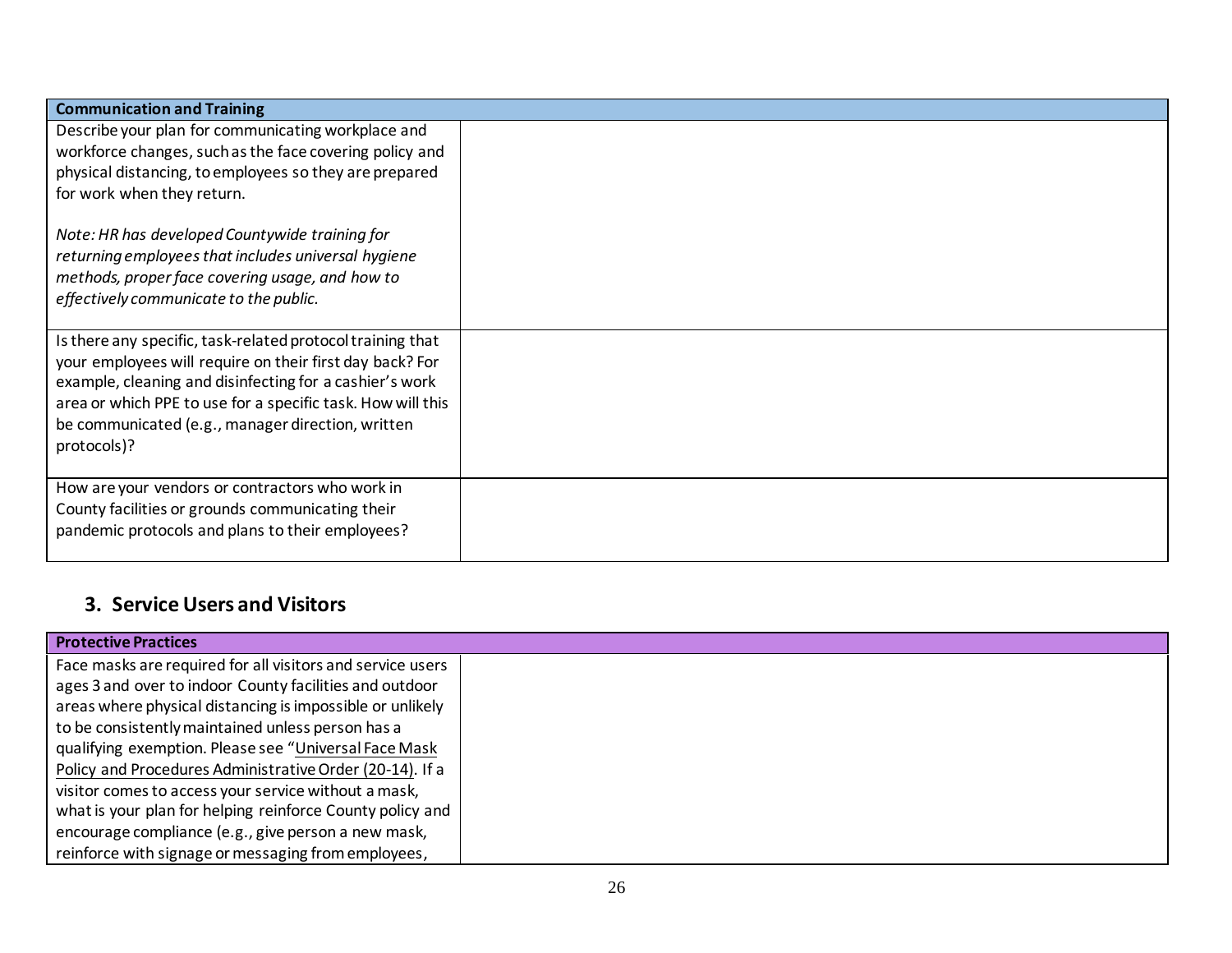| Communication and Training | |
|---|---|
| Describe your plan for communicating workplace and workforce changes, such as the face covering policy and physical distancing, to employees so they are prepared for work when they return.<br><br>*Note: HR has developed Countywide training for returning employees that includes universal hygiene methods, proper face covering usage, and how to effectively communicate to the public.* | |
| Is there any specific, task-related protocol training that your employees will require on their first day back? For example, cleaning and disinfecting for a cashier's work area or which PPE to use for a specific task. How will this be communicated (e.g., manager direction, written protocols)? | |
| How are your vendors or contractors who work in County facilities or grounds communicating their pandemic protocols and plans to their employees? | |

## 3. Service Users and Visitors

| Protective Practices | |
|---|---|
| Face masks are required for all visitors and service users ages 3 and over to indoor County facilities and outdoor areas where physical distancing is impossible or unlikely to be consistently maintained unless person has a qualifying exemption. Please see "Universal Face Mask Policy and Procedures Administrative Order (20-14). If a visitor comes to access your service without a mask, what is your plan for helping reinforce County policy and encourage compliance (e.g., give person a new mask, reinforce with signage or messaging from employees, | |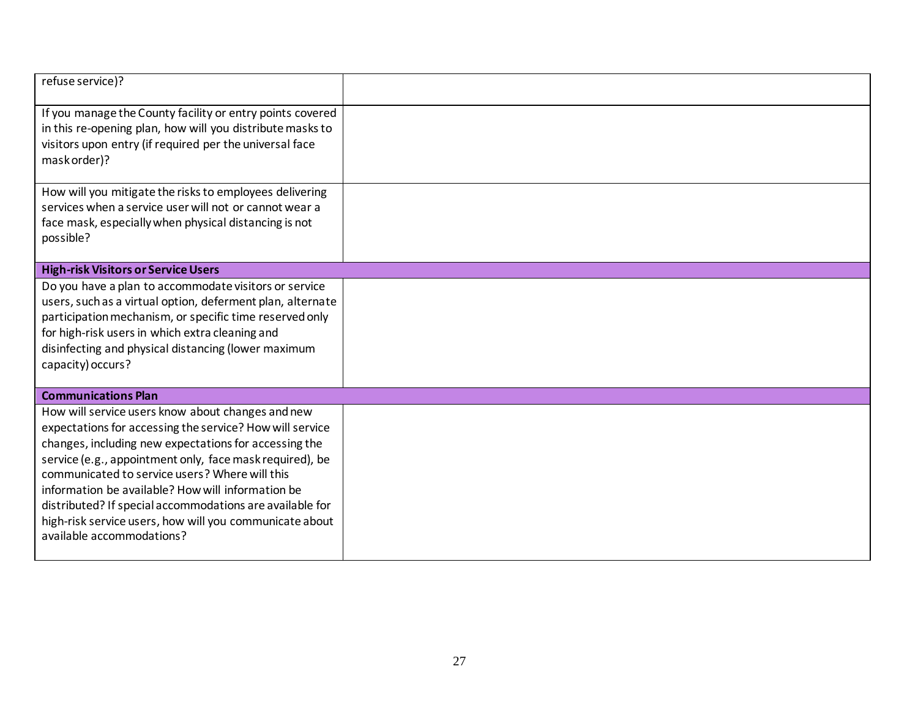| | |
|---|---|
| refuse service)? | |
| If you manage the County facility or entry points covered in this re-opening plan, how will you distribute masks to visitors upon entry (if required per the universal face mask order)? | |
| How will you mitigate the risks to employees delivering services when a service user will not or cannot wear a face mask, especially when physical distancing is not possible? | |
| **High-risk Visitors or Service Users** | |
| Do you have a plan to accommodate visitors or service users, such as a virtual option, deferment plan, alternate participation mechanism, or specific time reserved only for high-risk users in which extra cleaning and disinfecting and physical distancing (lower maximum capacity) occurs? | |
| **Communications Plan** | |
| How will service users know about changes and new expectations for accessing the service? How will service changes, including new expectations for accessing the service (e.g., appointment only, face mask required), be communicated to service users? Where will this information be available? How will information be distributed? If special accommodations are available for high-risk service users, how will you communicate about available accommodations? | |